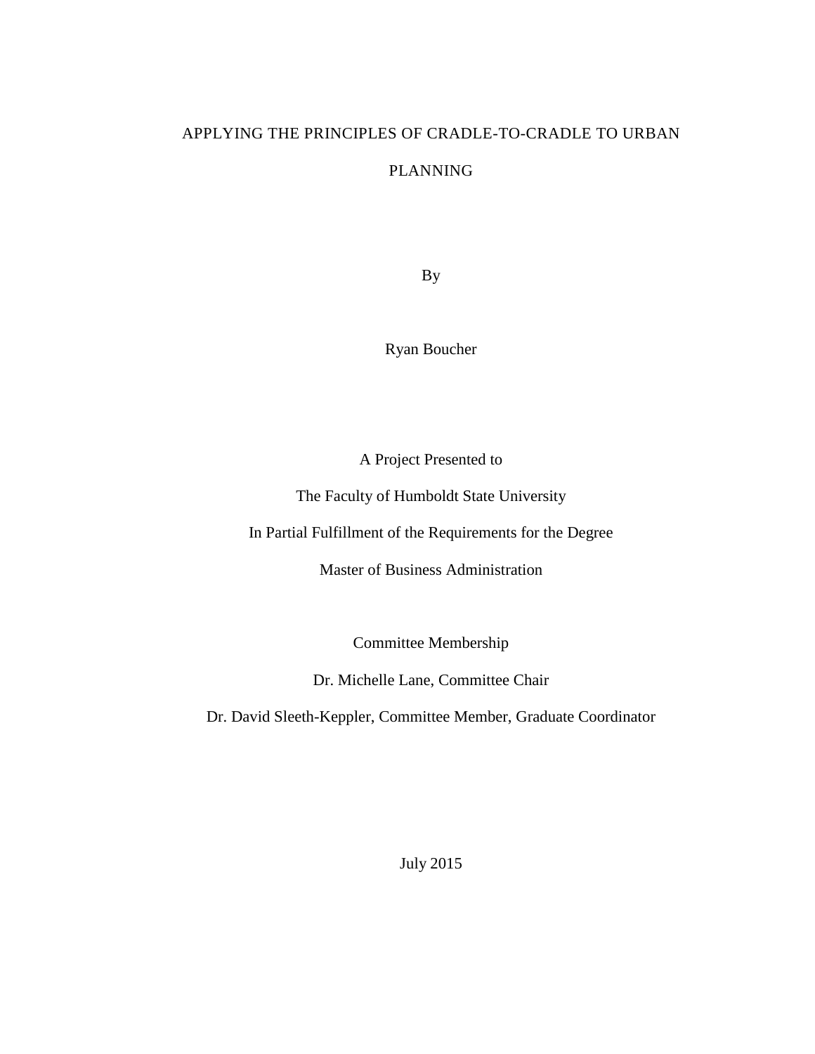# APPLYING THE PRINCIPLES OF CRADLE-TO-CRADLE TO URBAN PLANNING

By

Ryan Boucher

A Project Presented to

The Faculty of Humboldt State University

In Partial Fulfillment of the Requirements for the Degree

Master of Business Administration

Committee Membership

Dr. Michelle Lane, Committee Chair

Dr. David Sleeth-Keppler, Committee Member, Graduate Coordinator

July 2015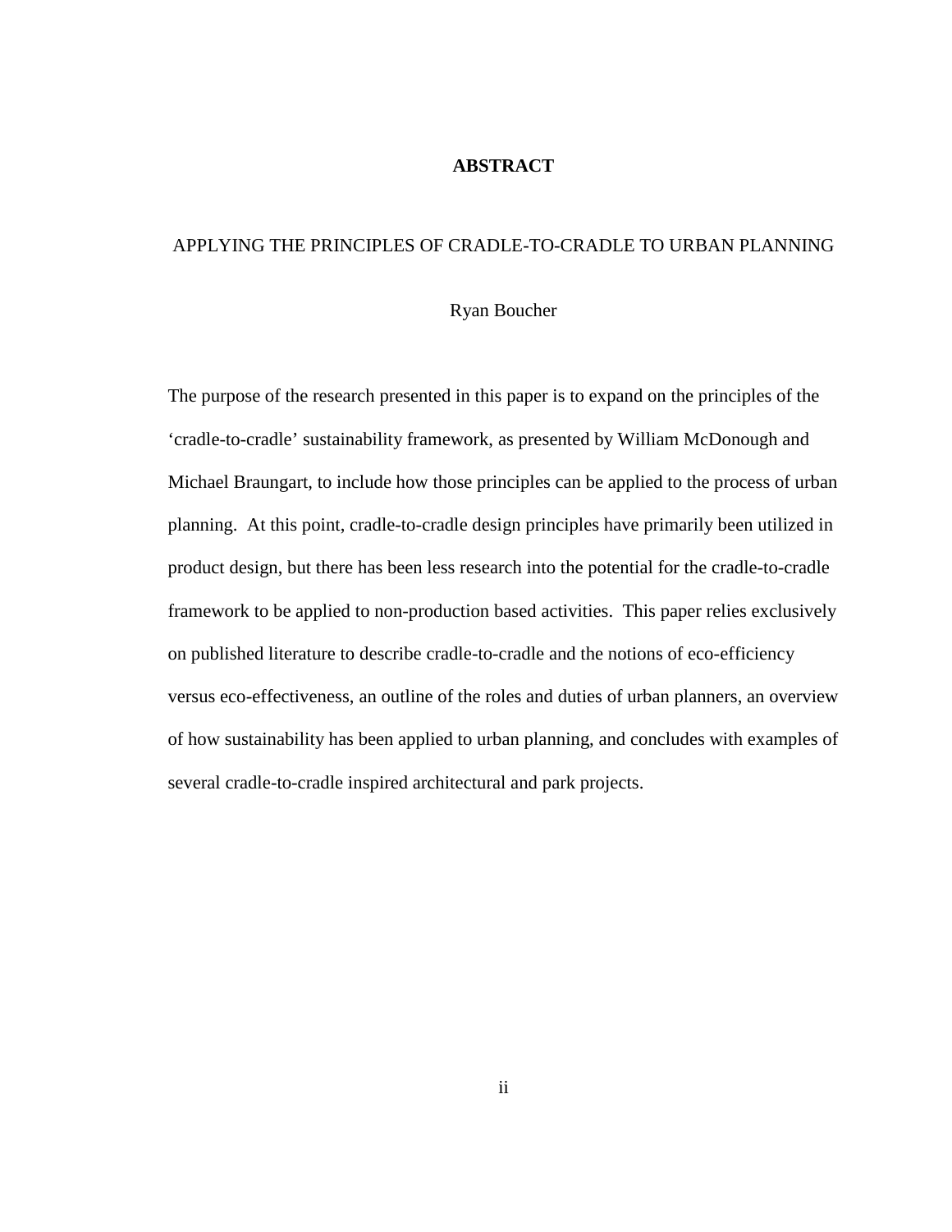# ABSTRACT

## APPLYING THE PRINCIPLES OF CRADLE-TO-CRADLE TO URBAN PLANNING

Ryan Boucher

The purpose of the research presented in this paper is to expand on the principles of the 'cradle-to-cradle' sustainability framework, as presented by William McDonough and Michael Braungart, to include how those principles can be applied to the process of urban planning. At this point, cradle-to-cradle design principles have primarily been utilized in product design, but there has been less research into the potential for the cradle-to-cradle framework to be applied to non-production based activities. This paper relies exclusively on published literature to describe cradle-to-cradle and the notions of eco-efficiency versus eco-effectiveness, an outline of the roles and duties of urban planners, an overview of how sustainability has been applied to urban planning, and concludes with examples of several cradle-to-cradle inspired architectural and park projects.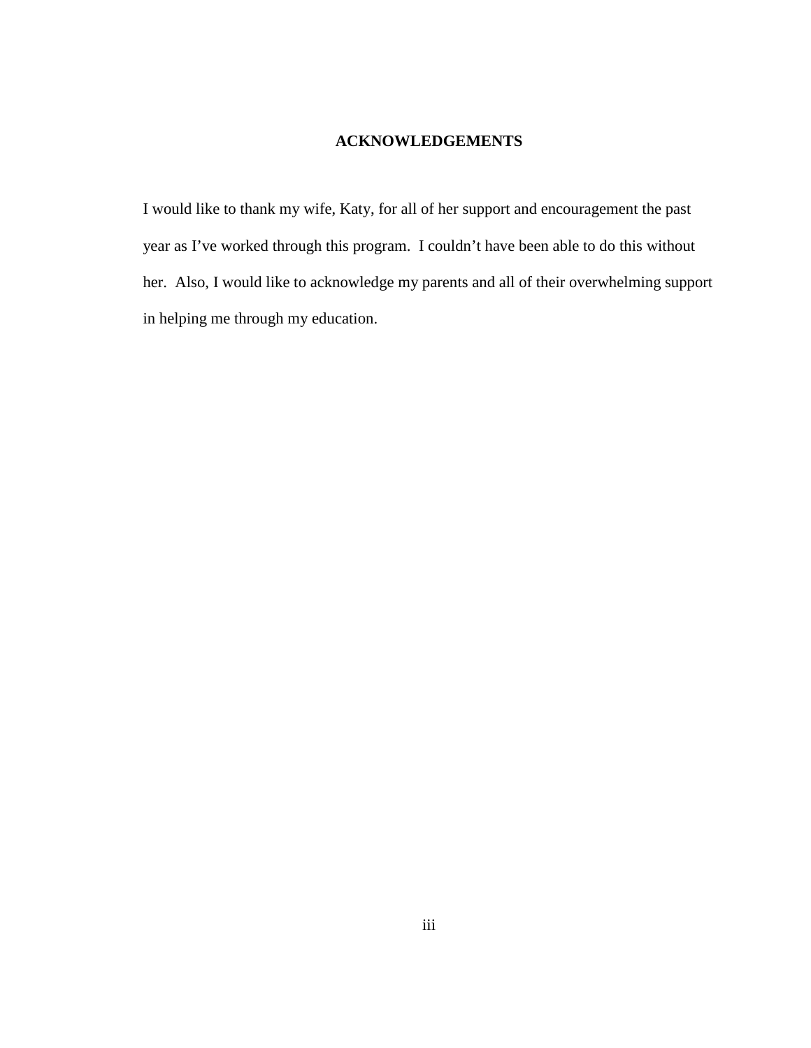## ACKNOWLEDGEMENTS

I would like to thank my wife, Katy, for all of her support and encouragement the past year as I've worked through this program. I couldn't have been able to do this without her. Also, I would like to acknowledge my parents and all of their overwhelming support in helping me through my education.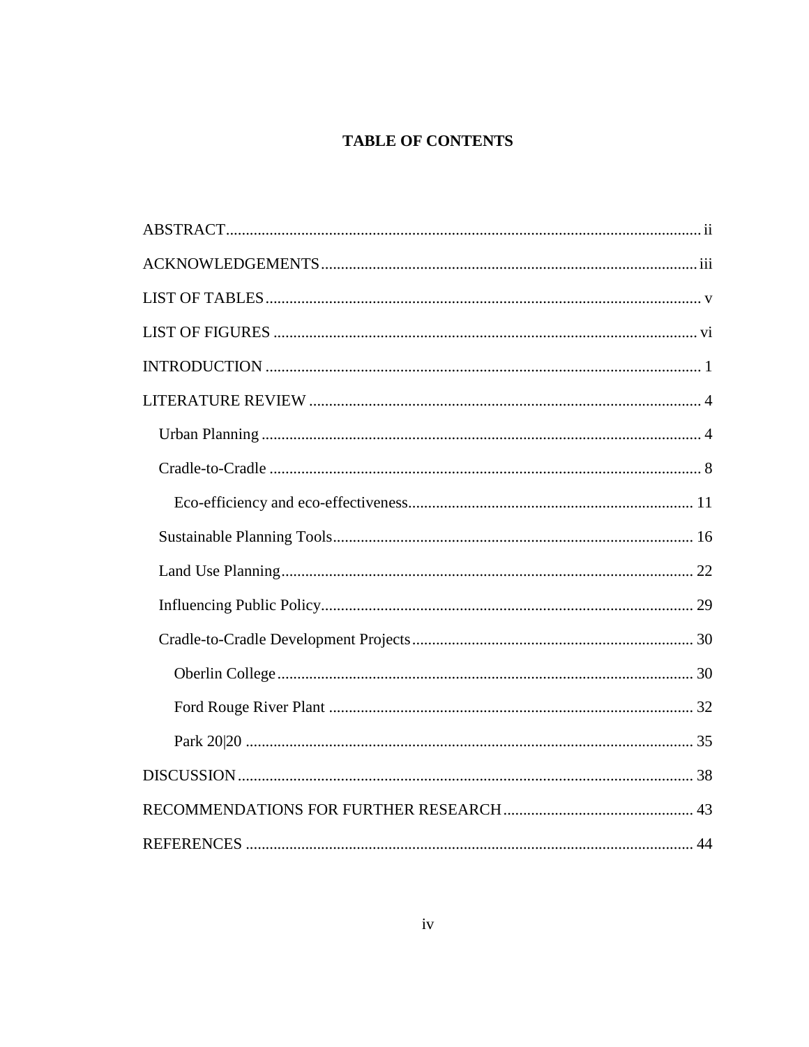# TABLE OF CONTENTS

ABSTRACT ..... ii

ACKNOWLEDGEMENTS ..... iii

LIST OF TABLES ..... v

LIST OF FIGURES ..... vi

INTRODUCTION ..... 1

LITERATURE REVIEW ..... 4

- Urban Planning ..... 4
- Cradle-to-Cradle ..... 8
  - Eco-efficiency and eco-effectiveness ..... 11
- Sustainable Planning Tools ..... 16
- Land Use Planning ..... 22
- Influencing Public Policy ..... 29
- Cradle-to-Cradle Development Projects ..... 30
  - Oberlin College ..... 30
  - Ford Rouge River Plant ..... 32
  - Park 20|20 ..... 35

DISCUSSION ..... 38

RECOMMENDATIONS FOR FURTHER RESEARCH ..... 43

REFERENCES ..... 44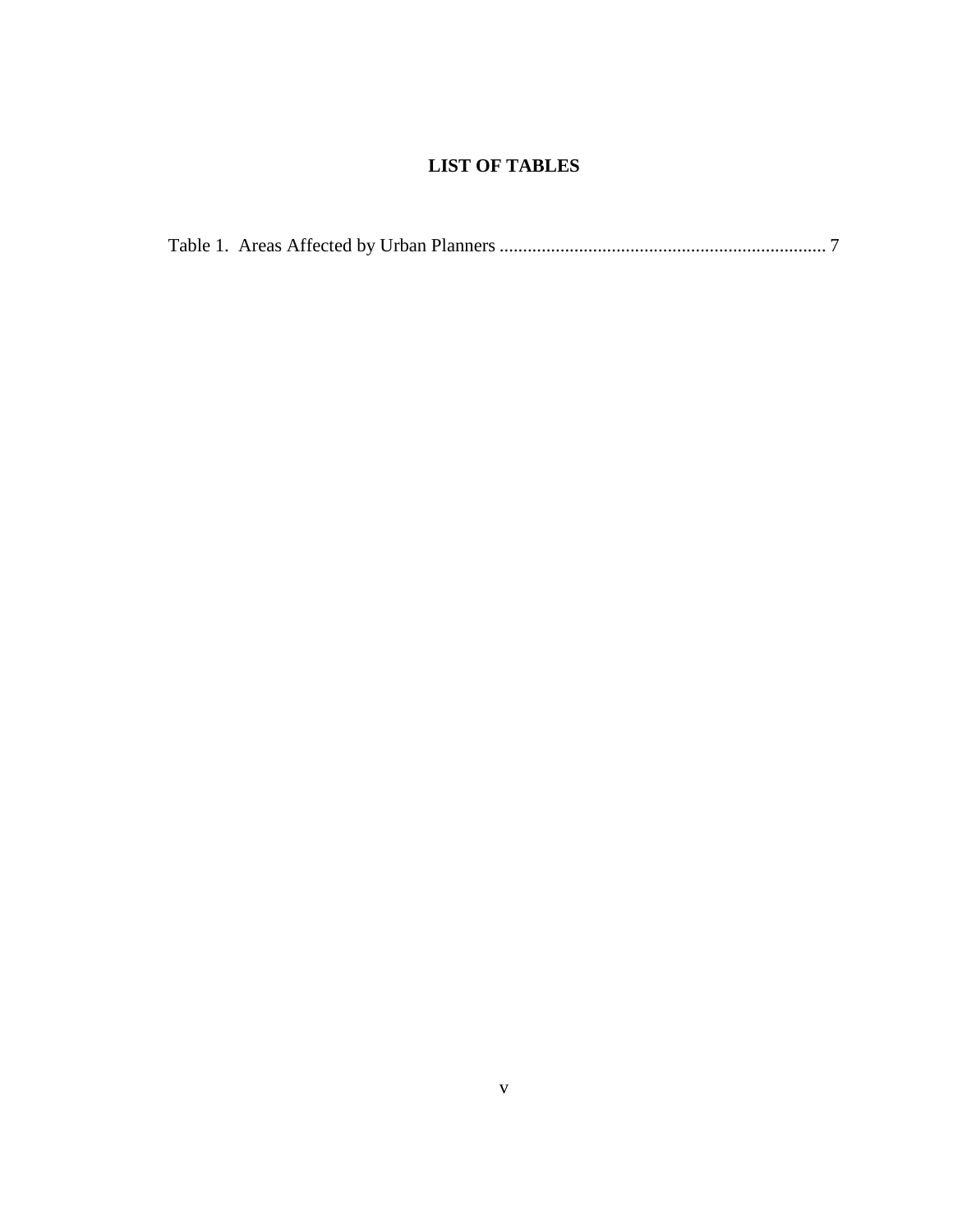# LIST OF TABLES

Table 1. Areas Affected by Urban Planners ...................................................................... 7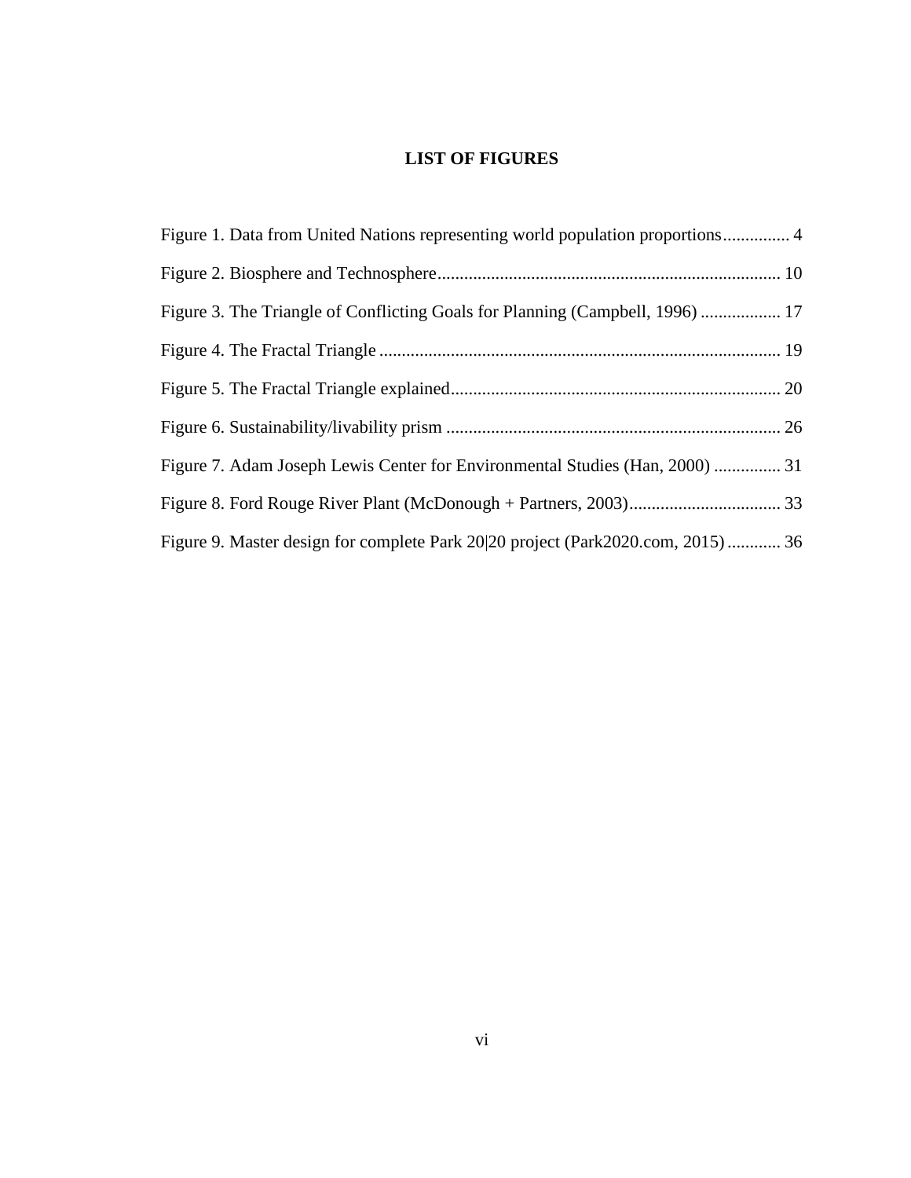# LIST OF FIGURES

Figure 1. Data from United Nations representing world population proportions............... 4

Figure 2. Biosphere and Technosphere............................................................................ 10

Figure 3. The Triangle of Conflicting Goals for Planning (Campbell, 1996) .................. 17

Figure 4. The Fractal Triangle .......................................................................................... 19

Figure 5. The Fractal Triangle explained.......................................................................... 20

Figure 6. Sustainability/livability prism ........................................................................... 26

Figure 7. Adam Joseph Lewis Center for Environmental Studies (Han, 2000) ............... 31

Figure 8. Ford Rouge River Plant (McDonough + Partners, 2003).................................. 33

Figure 9. Master design for complete Park 20|20 project (Park2020.com, 2015)............ 36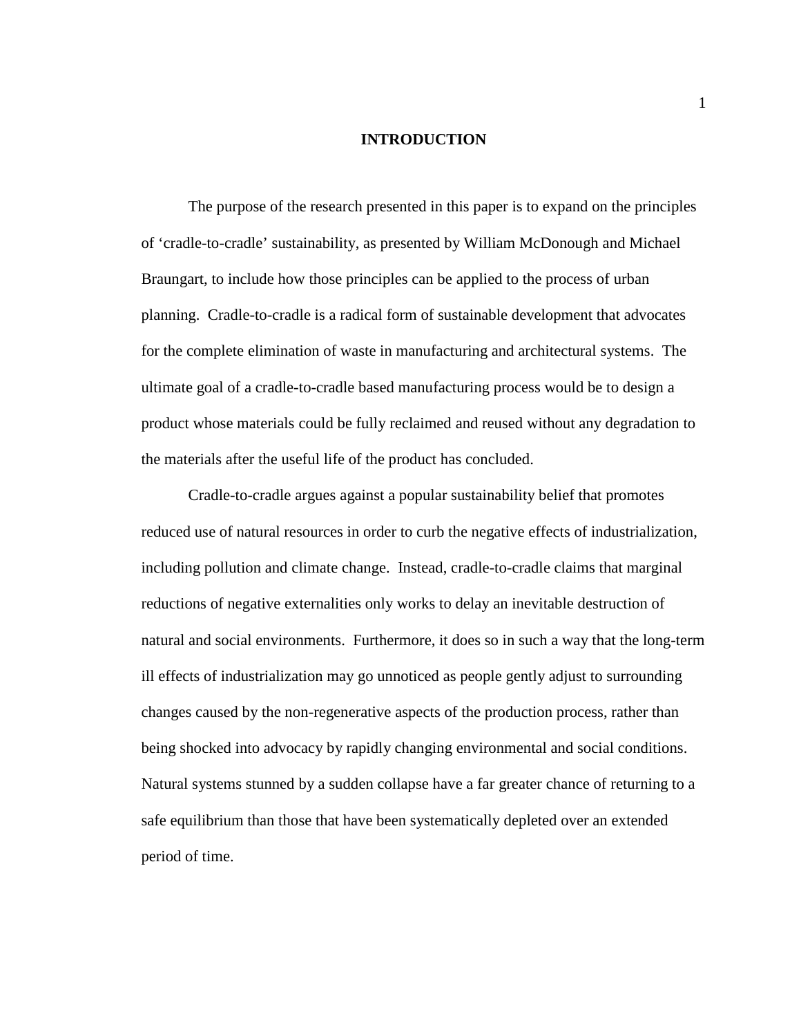# INTRODUCTION

The purpose of the research presented in this paper is to expand on the principles of 'cradle-to-cradle' sustainability, as presented by William McDonough and Michael Braungart, to include how those principles can be applied to the process of urban planning. Cradle-to-cradle is a radical form of sustainable development that advocates for the complete elimination of waste in manufacturing and architectural systems. The ultimate goal of a cradle-to-cradle based manufacturing process would be to design a product whose materials could be fully reclaimed and reused without any degradation to the materials after the useful life of the product has concluded.

Cradle-to-cradle argues against a popular sustainability belief that promotes reduced use of natural resources in order to curb the negative effects of industrialization, including pollution and climate change. Instead, cradle-to-cradle claims that marginal reductions of negative externalities only works to delay an inevitable destruction of natural and social environments. Furthermore, it does so in such a way that the long-term ill effects of industrialization may go unnoticed as people gently adjust to surrounding changes caused by the non-regenerative aspects of the production process, rather than being shocked into advocacy by rapidly changing environmental and social conditions. Natural systems stunned by a sudden collapse have a far greater chance of returning to a safe equilibrium than those that have been systematically depleted over an extended period of time.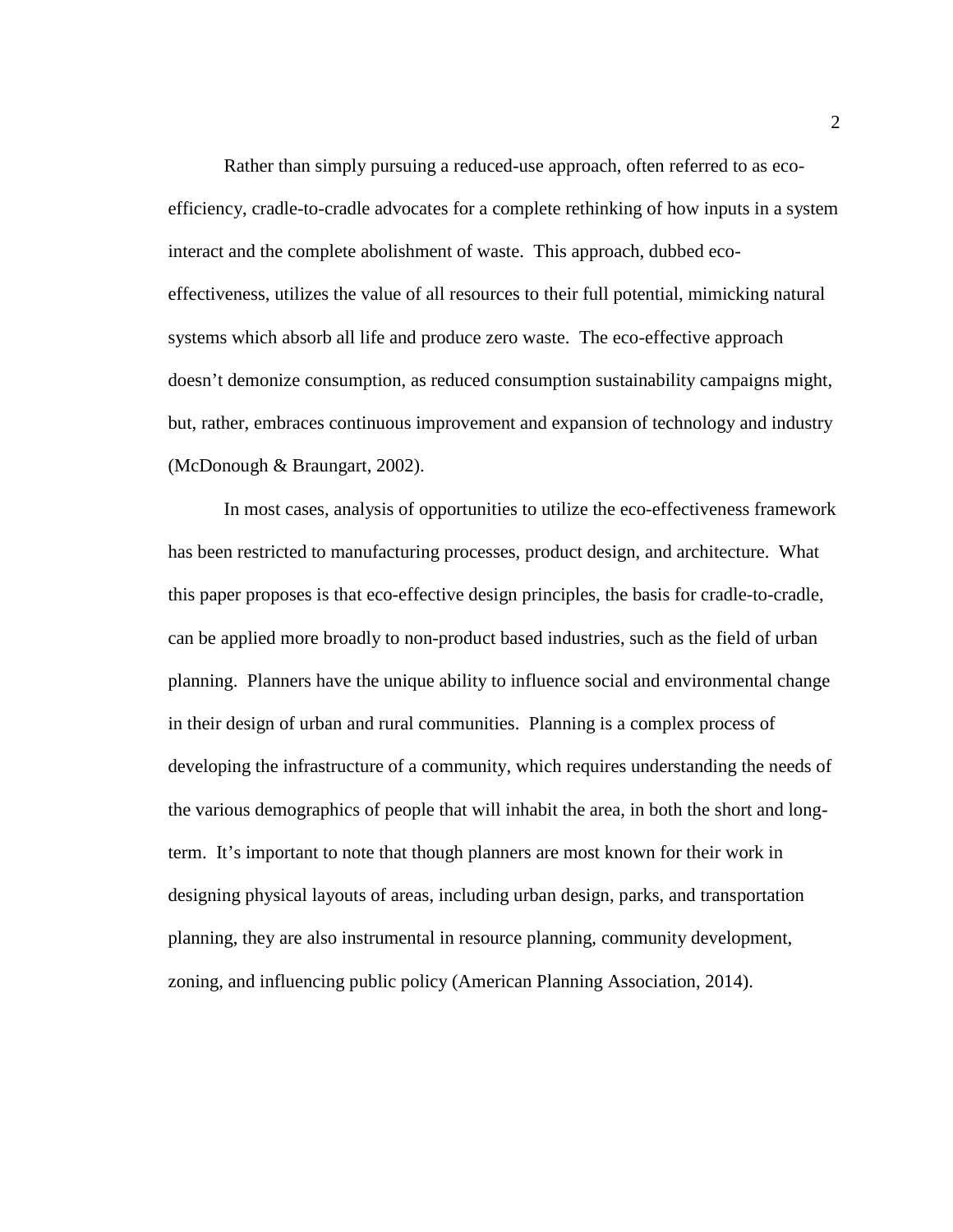Rather than simply pursuing a reduced-use approach, often referred to as eco-efficiency, cradle-to-cradle advocates for a complete rethinking of how inputs in a system interact and the complete abolishment of waste. This approach, dubbed eco-effectiveness, utilizes the value of all resources to their full potential, mimicking natural systems which absorb all life and produce zero waste. The eco-effective approach doesn't demonize consumption, as reduced consumption sustainability campaigns might, but, rather, embraces continuous improvement and expansion of technology and industry (McDonough & Braungart, 2002).

In most cases, analysis of opportunities to utilize the eco-effectiveness framework has been restricted to manufacturing processes, product design, and architecture. What this paper proposes is that eco-effective design principles, the basis for cradle-to-cradle, can be applied more broadly to non-product based industries, such as the field of urban planning. Planners have the unique ability to influence social and environmental change in their design of urban and rural communities. Planning is a complex process of developing the infrastructure of a community, which requires understanding the needs of the various demographics of people that will inhabit the area, in both the short and long-term. It's important to note that though planners are most known for their work in designing physical layouts of areas, including urban design, parks, and transportation planning, they are also instrumental in resource planning, community development, zoning, and influencing public policy (American Planning Association, 2014).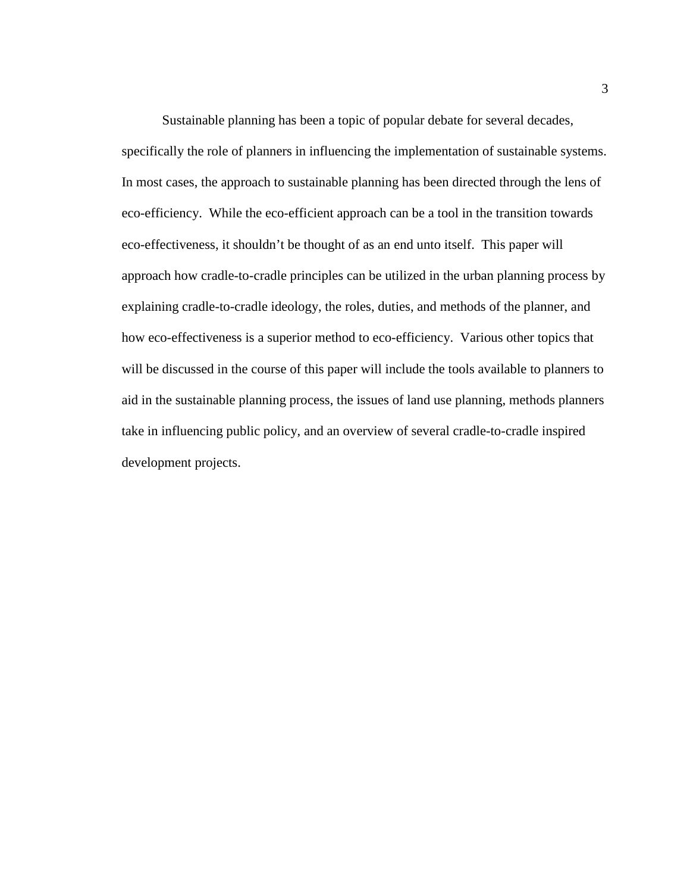Sustainable planning has been a topic of popular debate for several decades, specifically the role of planners in influencing the implementation of sustainable systems. In most cases, the approach to sustainable planning has been directed through the lens of eco-efficiency. While the eco-efficient approach can be a tool in the transition towards eco-effectiveness, it shouldn't be thought of as an end unto itself. This paper will approach how cradle-to-cradle principles can be utilized in the urban planning process by explaining cradle-to-cradle ideology, the roles, duties, and methods of the planner, and how eco-effectiveness is a superior method to eco-efficiency. Various other topics that will be discussed in the course of this paper will include the tools available to planners to aid in the sustainable planning process, the issues of land use planning, methods planners take in influencing public policy, and an overview of several cradle-to-cradle inspired development projects.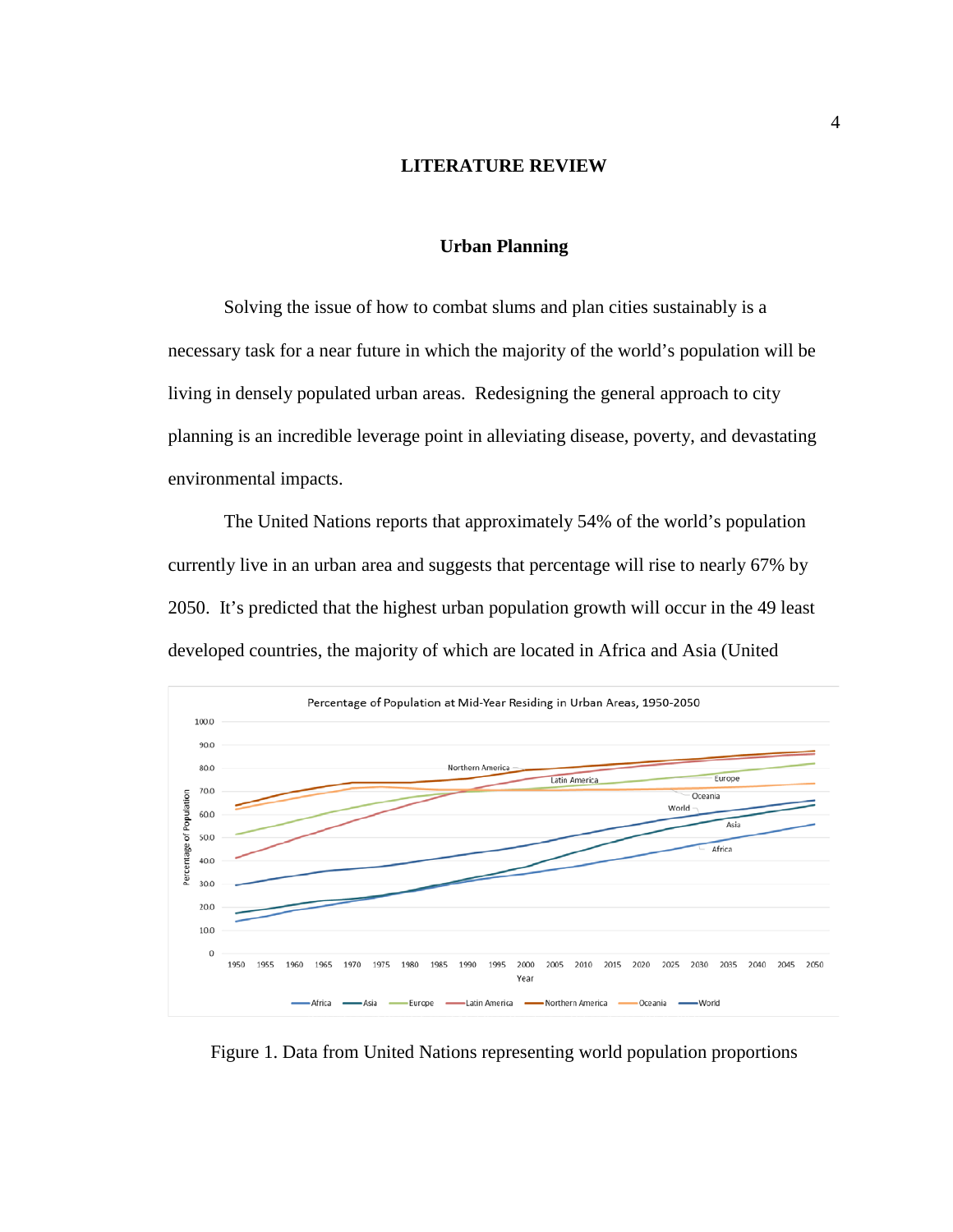# LITERATURE REVIEW

## Urban Planning

Solving the issue of how to combat slums and plan cities sustainably is a necessary task for a near future in which the majority of the world's population will be living in densely populated urban areas. Redesigning the general approach to city planning is an incredible leverage point in alleviating disease, poverty, and devastating environmental impacts.

The United Nations reports that approximately 54% of the world's population currently live in an urban area and suggests that percentage will rise to nearly 67% by 2050. It's predicted that the highest urban population growth will occur in the 49 least developed countries, the majority of which are located in Africa and Asia (United

Figure 1. Data from United Nations representing world population proportions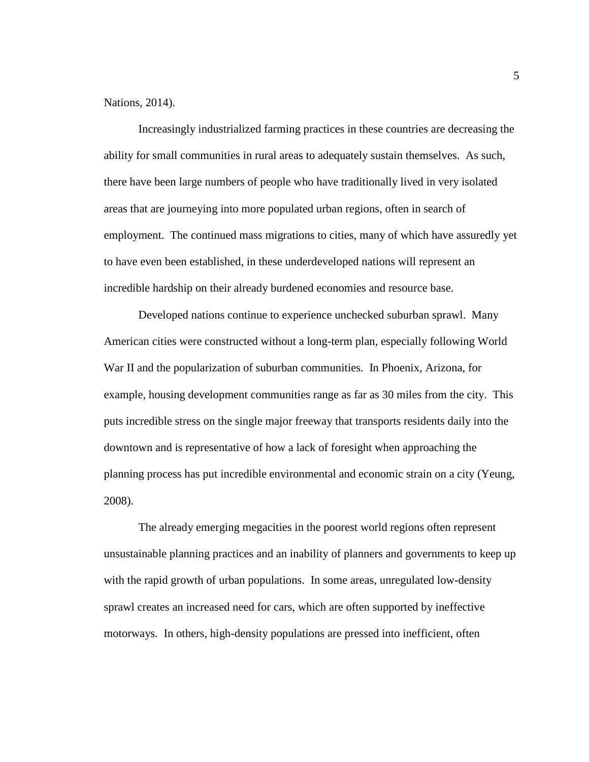Nations, 2014).

Increasingly industrialized farming practices in these countries are decreasing the ability for small communities in rural areas to adequately sustain themselves. As such, there have been large numbers of people who have traditionally lived in very isolated areas that are journeying into more populated urban regions, often in search of employment. The continued mass migrations to cities, many of which have assuredly yet to have even been established, in these underdeveloped nations will represent an incredible hardship on their already burdened economies and resource base.

Developed nations continue to experience unchecked suburban sprawl. Many American cities were constructed without a long-term plan, especially following World War II and the popularization of suburban communities. In Phoenix, Arizona, for example, housing development communities range as far as 30 miles from the city. This puts incredible stress on the single major freeway that transports residents daily into the downtown and is representative of how a lack of foresight when approaching the planning process has put incredible environmental and economic strain on a city (Yeung, 2008).

The already emerging megacities in the poorest world regions often represent unsustainable planning practices and an inability of planners and governments to keep up with the rapid growth of urban populations. In some areas, unregulated low-density sprawl creates an increased need for cars, which are often supported by ineffective motorways. In others, high-density populations are pressed into inefficient, often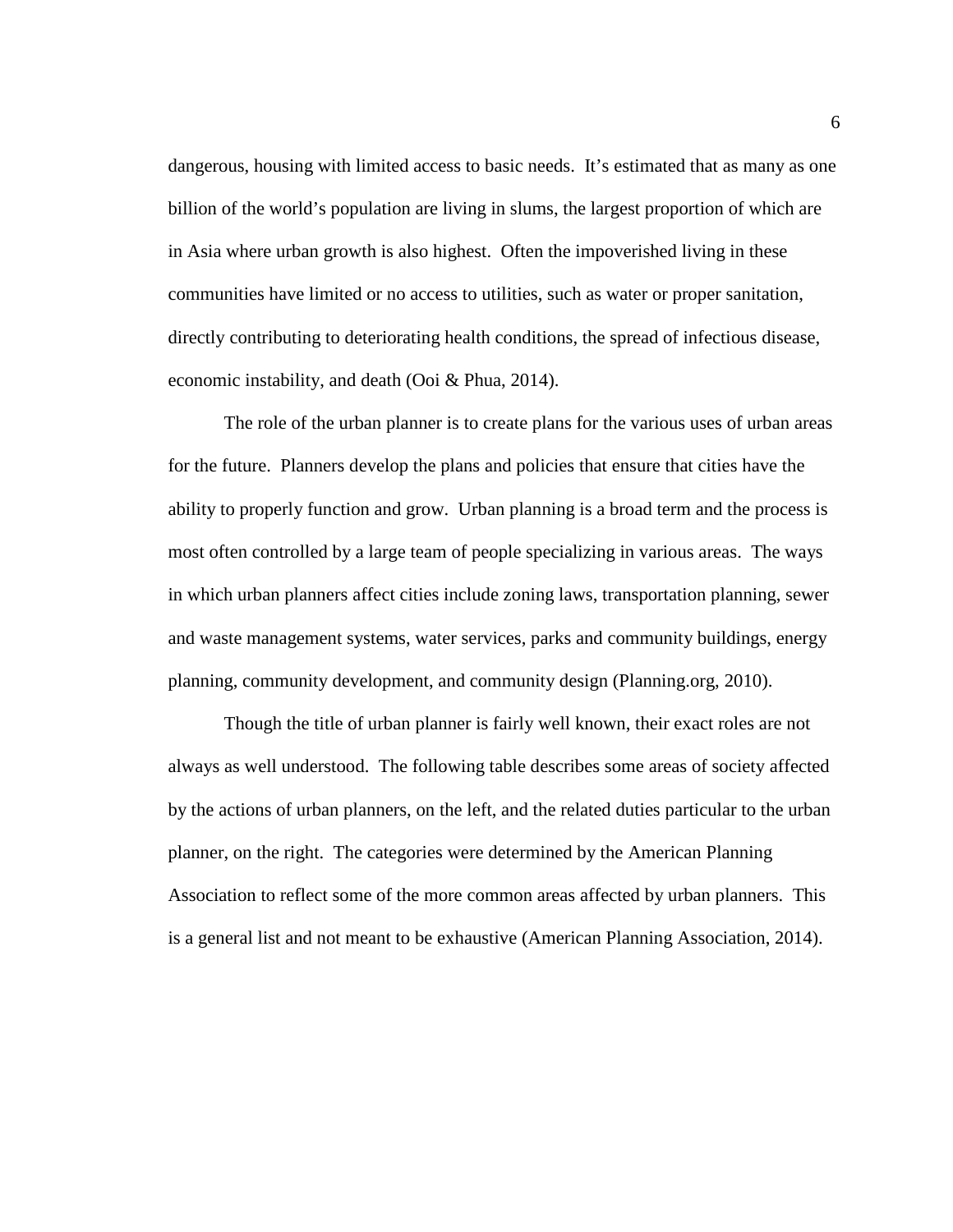dangerous, housing with limited access to basic needs. It's estimated that as many as one billion of the world's population are living in slums, the largest proportion of which are in Asia where urban growth is also highest. Often the impoverished living in these communities have limited or no access to utilities, such as water or proper sanitation, directly contributing to deteriorating health conditions, the spread of infectious disease, economic instability, and death (Ooi & Phua, 2014).

The role of the urban planner is to create plans for the various uses of urban areas for the future. Planners develop the plans and policies that ensure that cities have the ability to properly function and grow. Urban planning is a broad term and the process is most often controlled by a large team of people specializing in various areas. The ways in which urban planners affect cities include zoning laws, transportation planning, sewer and waste management systems, water services, parks and community buildings, energy planning, community development, and community design (Planning.org, 2010).

Though the title of urban planner is fairly well known, their exact roles are not always as well understood. The following table describes some areas of society affected by the actions of urban planners, on the left, and the related duties particular to the urban planner, on the right. The categories were determined by the American Planning Association to reflect some of the more common areas affected by urban planners. This is a general list and not meant to be exhaustive (American Planning Association, 2014).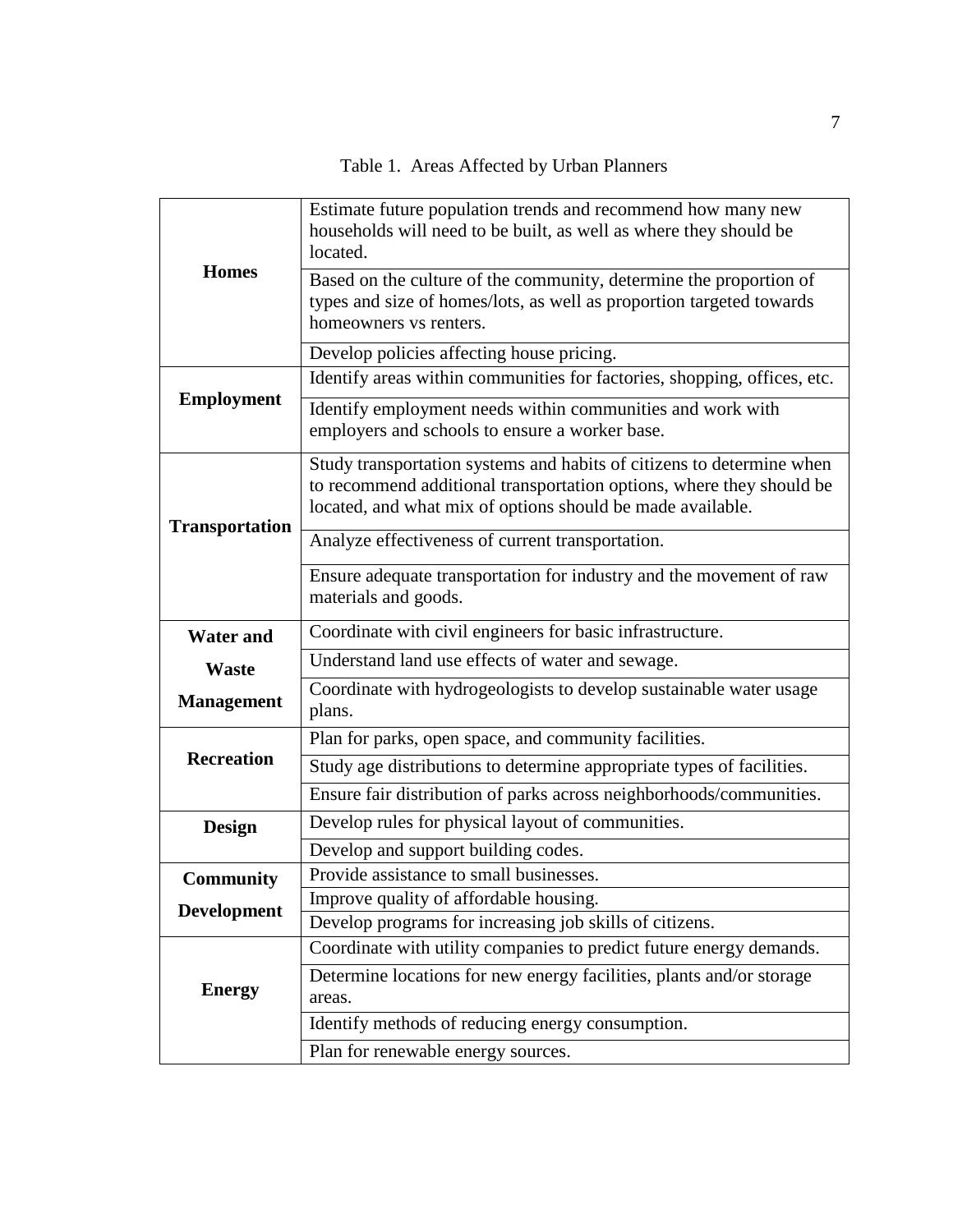Table 1. Areas Affected by Urban Planners

| Area | Description |
|---|---|
| **Homes** | Estimate future population trends and recommend how many new households will need to be built, as well as where they should be located. |
| | Based on the culture of the community, determine the proportion of types and size of homes/lots, as well as proportion targeted towards homeowners vs renters. |
| | Develop policies affecting house pricing. |
| **Employment** | Identify areas within communities for factories, shopping, offices, etc. |
| | Identify employment needs within communities and work with employers and schools to ensure a worker base. |
| **Transportation** | Study transportation systems and habits of citizens to determine when to recommend additional transportation options, where they should be located, and what mix of options should be made available. |
| | Analyze effectiveness of current transportation. |
| | Ensure adequate transportation for industry and the movement of raw materials and goods. |
| **Water and Waste Management** | Coordinate with civil engineers for basic infrastructure. |
| | Understand land use effects of water and sewage. |
| | Coordinate with hydrogeologists to develop sustainable water usage plans. |
| **Recreation** | Plan for parks, open space, and community facilities. |
| | Study age distributions to determine appropriate types of facilities. |
| | Ensure fair distribution of parks across neighborhoods/communities. |
| **Design** | Develop rules for physical layout of communities. |
| | Develop and support building codes. |
| **Community Development** | Provide assistance to small businesses. |
| | Improve quality of affordable housing. |
| | Develop programs for increasing job skills of citizens. |
| **Energy** | Coordinate with utility companies to predict future energy demands. |
| | Determine locations for new energy facilities, plants and/or storage areas. |
| | Identify methods of reducing energy consumption. |
| | Plan for renewable energy sources. |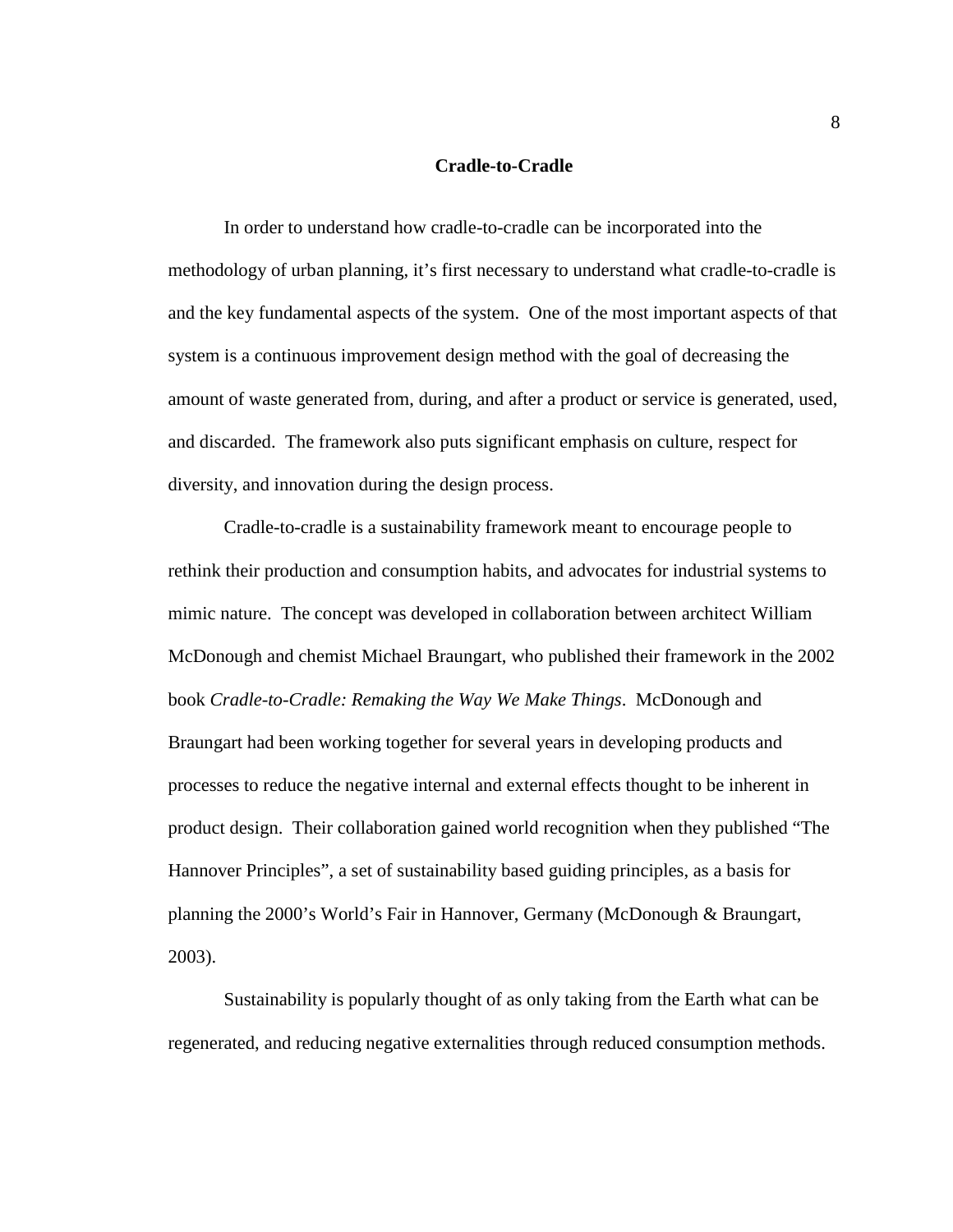## Cradle-to-Cradle

In order to understand how cradle-to-cradle can be incorporated into the methodology of urban planning, it's first necessary to understand what cradle-to-cradle is and the key fundamental aspects of the system. One of the most important aspects of that system is a continuous improvement design method with the goal of decreasing the amount of waste generated from, during, and after a product or service is generated, used, and discarded. The framework also puts significant emphasis on culture, respect for diversity, and innovation during the design process.

Cradle-to-cradle is a sustainability framework meant to encourage people to rethink their production and consumption habits, and advocates for industrial systems to mimic nature. The concept was developed in collaboration between architect William McDonough and chemist Michael Braungart, who published their framework in the 2002 book *Cradle-to-Cradle: Remaking the Way We Make Things*. McDonough and Braungart had been working together for several years in developing products and processes to reduce the negative internal and external effects thought to be inherent in product design. Their collaboration gained world recognition when they published "The Hannover Principles", a set of sustainability based guiding principles, as a basis for planning the 2000's World's Fair in Hannover, Germany (McDonough & Braungart, 2003).

Sustainability is popularly thought of as only taking from the Earth what can be regenerated, and reducing negative externalities through reduced consumption methods.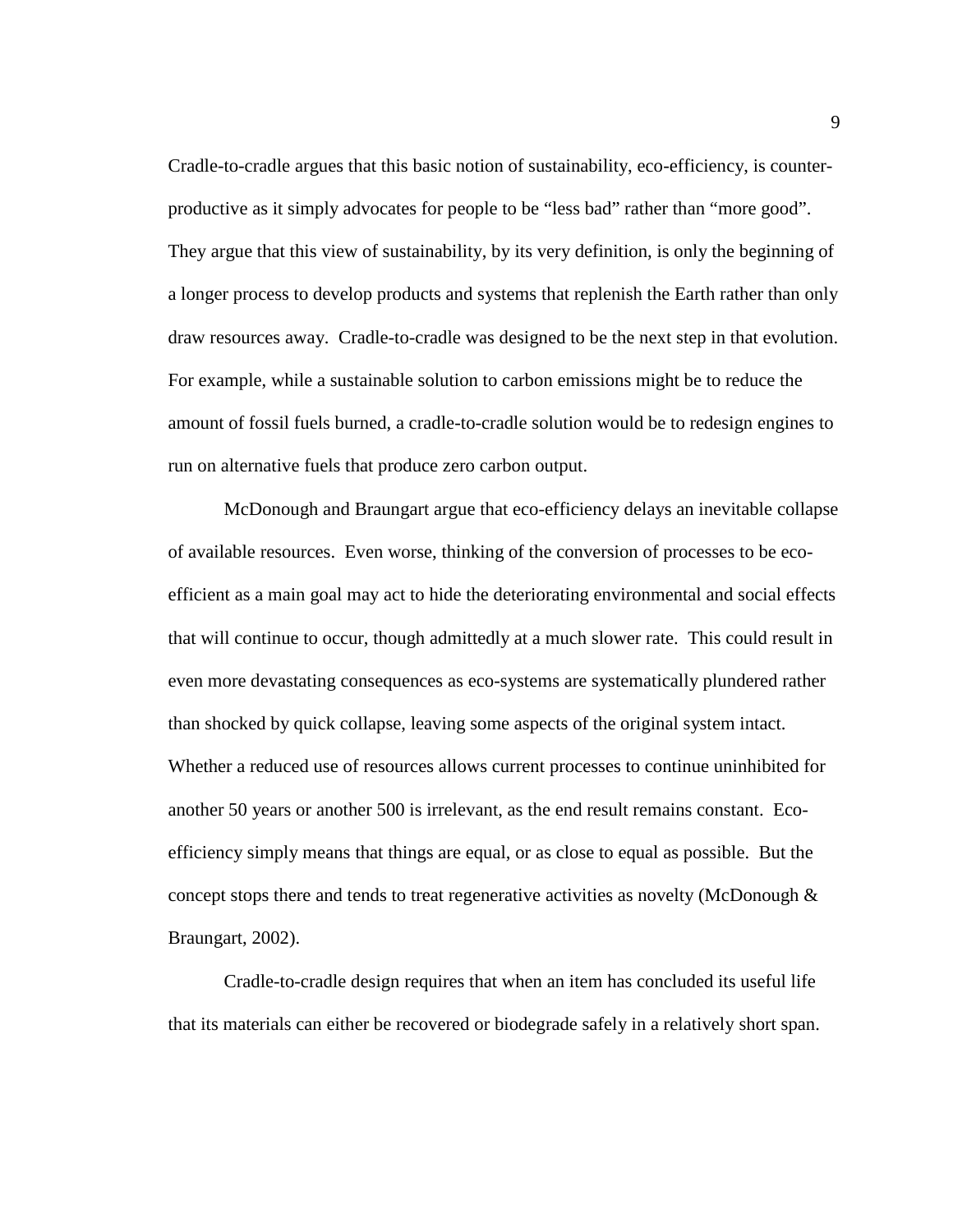Cradle-to-cradle argues that this basic notion of sustainability, eco-efficiency, is counter-productive as it simply advocates for people to be "less bad" rather than "more good". They argue that this view of sustainability, by its very definition, is only the beginning of a longer process to develop products and systems that replenish the Earth rather than only draw resources away. Cradle-to-cradle was designed to be the next step in that evolution. For example, while a sustainable solution to carbon emissions might be to reduce the amount of fossil fuels burned, a cradle-to-cradle solution would be to redesign engines to run on alternative fuels that produce zero carbon output.

McDonough and Braungart argue that eco-efficiency delays an inevitable collapse of available resources. Even worse, thinking of the conversion of processes to be eco-efficient as a main goal may act to hide the deteriorating environmental and social effects that will continue to occur, though admittedly at a much slower rate. This could result in even more devastating consequences as eco-systems are systematically plundered rather than shocked by quick collapse, leaving some aspects of the original system intact. Whether a reduced use of resources allows current processes to continue uninhibited for another 50 years or another 500 is irrelevant, as the end result remains constant. Eco-efficiency simply means that things are equal, or as close to equal as possible. But the concept stops there and tends to treat regenerative activities as novelty (McDonough & Braungart, 2002).

Cradle-to-cradle design requires that when an item has concluded its useful life that its materials can either be recovered or biodegrade safely in a relatively short span.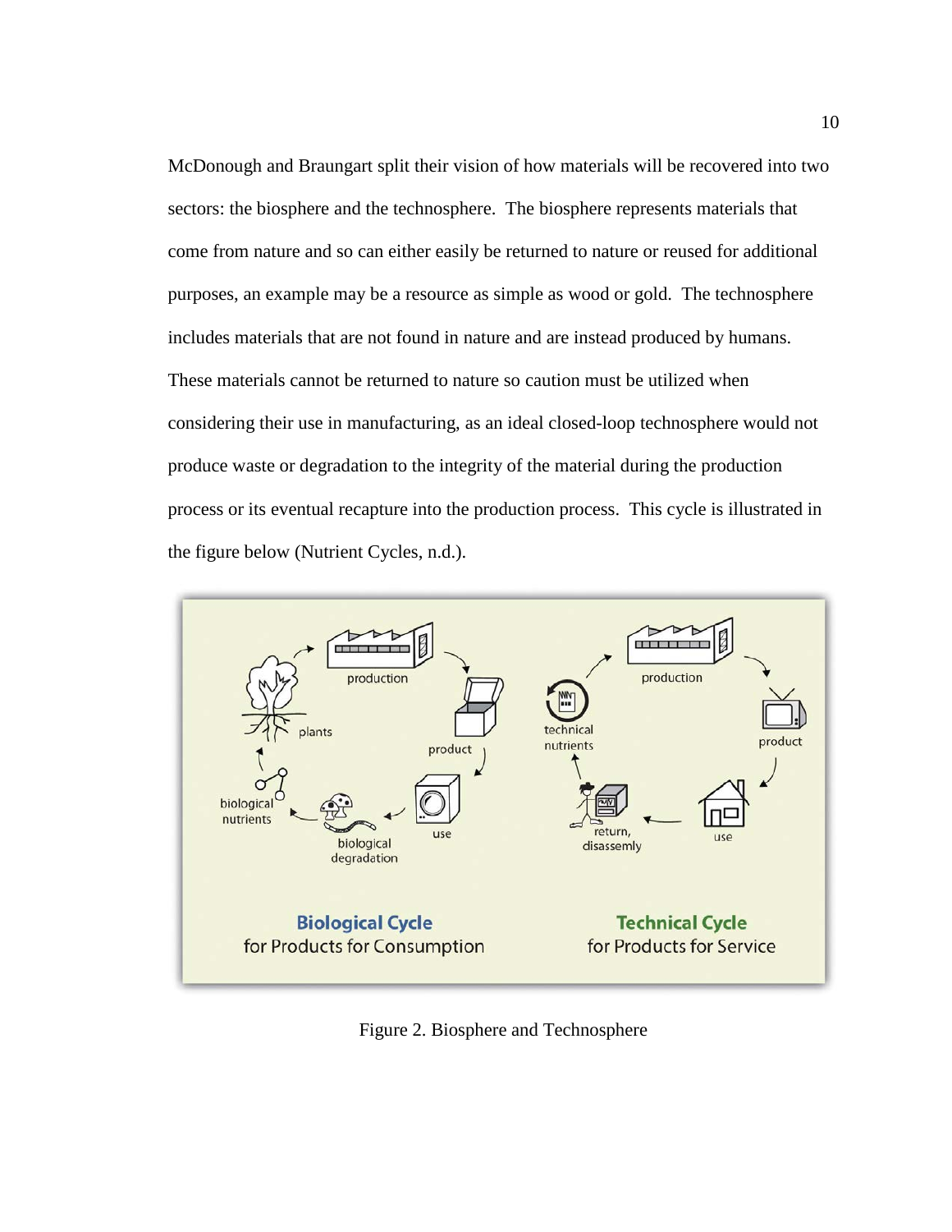McDonough and Braungart split their vision of how materials will be recovered into two sectors: the biosphere and the technosphere. The biosphere represents materials that come from nature and so can either easily be returned to nature or reused for additional purposes, an example may be a resource as simple as wood or gold. The technosphere includes materials that are not found in nature and are instead produced by humans. These materials cannot be returned to nature so caution must be utilized when considering their use in manufacturing, as an ideal closed-loop technosphere would not produce waste or degradation to the integrity of the material during the production process or its eventual recapture into the production process. This cycle is illustrated in the figure below (Nutrient Cycles, n.d.).

Figure 2. Biosphere and Technosphere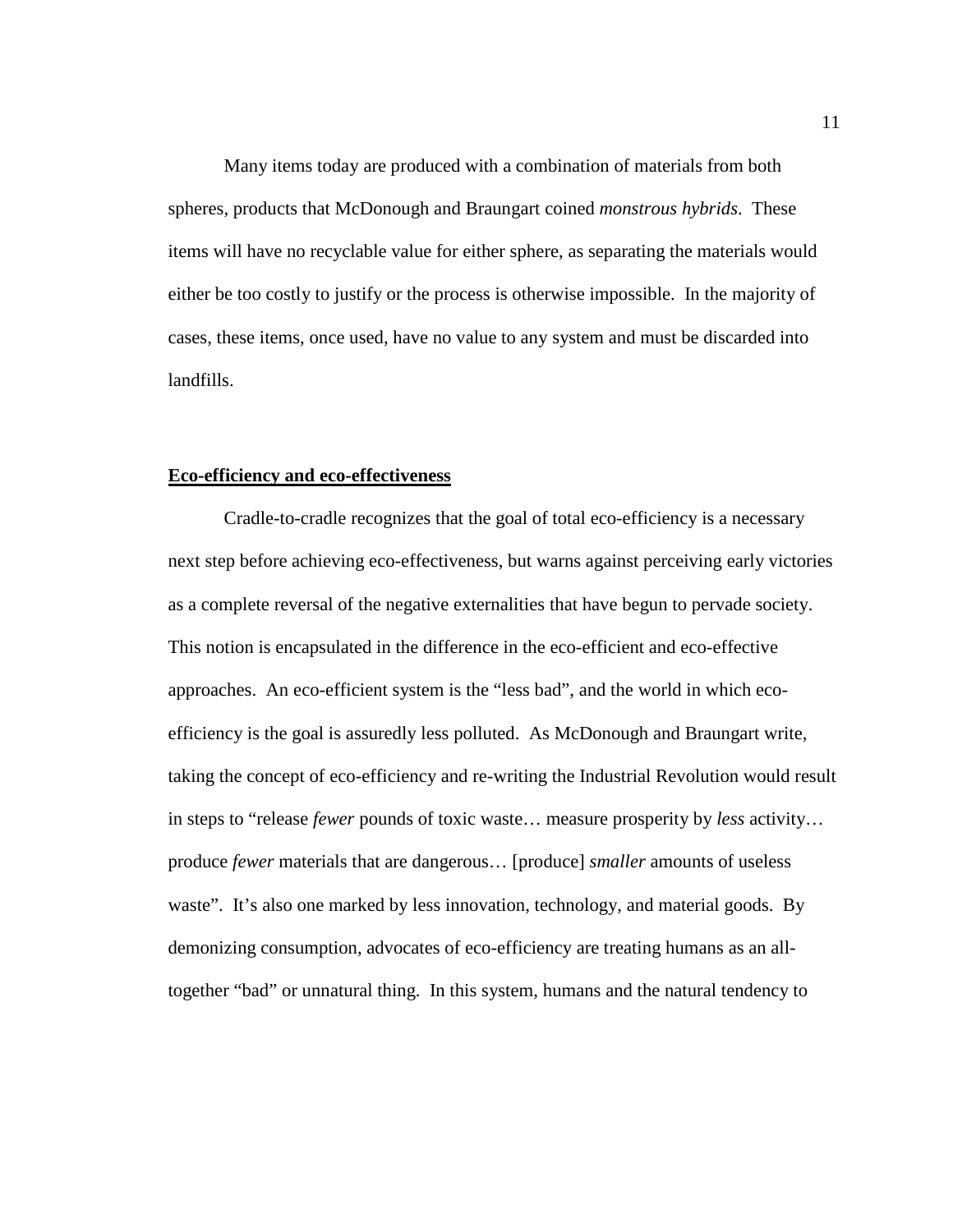Many items today are produced with a combination of materials from both spheres, products that McDonough and Braungart coined *monstrous hybrids*. These items will have no recyclable value for either sphere, as separating the materials would either be too costly to justify or the process is otherwise impossible. In the majority of cases, these items, once used, have no value to any system and must be discarded into landfills.

## Eco-efficiency and eco-effectiveness

Cradle-to-cradle recognizes that the goal of total eco-efficiency is a necessary next step before achieving eco-effectiveness, but warns against perceiving early victories as a complete reversal of the negative externalities that have begun to pervade society. This notion is encapsulated in the difference in the eco-efficient and eco-effective approaches. An eco-efficient system is the "less bad", and the world in which eco-efficiency is the goal is assuredly less polluted. As McDonough and Braungart write, taking the concept of eco-efficiency and re-writing the Industrial Revolution would result in steps to "release *fewer* pounds of toxic waste… measure prosperity by *less* activity… produce *fewer* materials that are dangerous… [produce] *smaller* amounts of useless waste". It's also one marked by less innovation, technology, and material goods. By demonizing consumption, advocates of eco-efficiency are treating humans as an all-together "bad" or unnatural thing. In this system, humans and the natural tendency to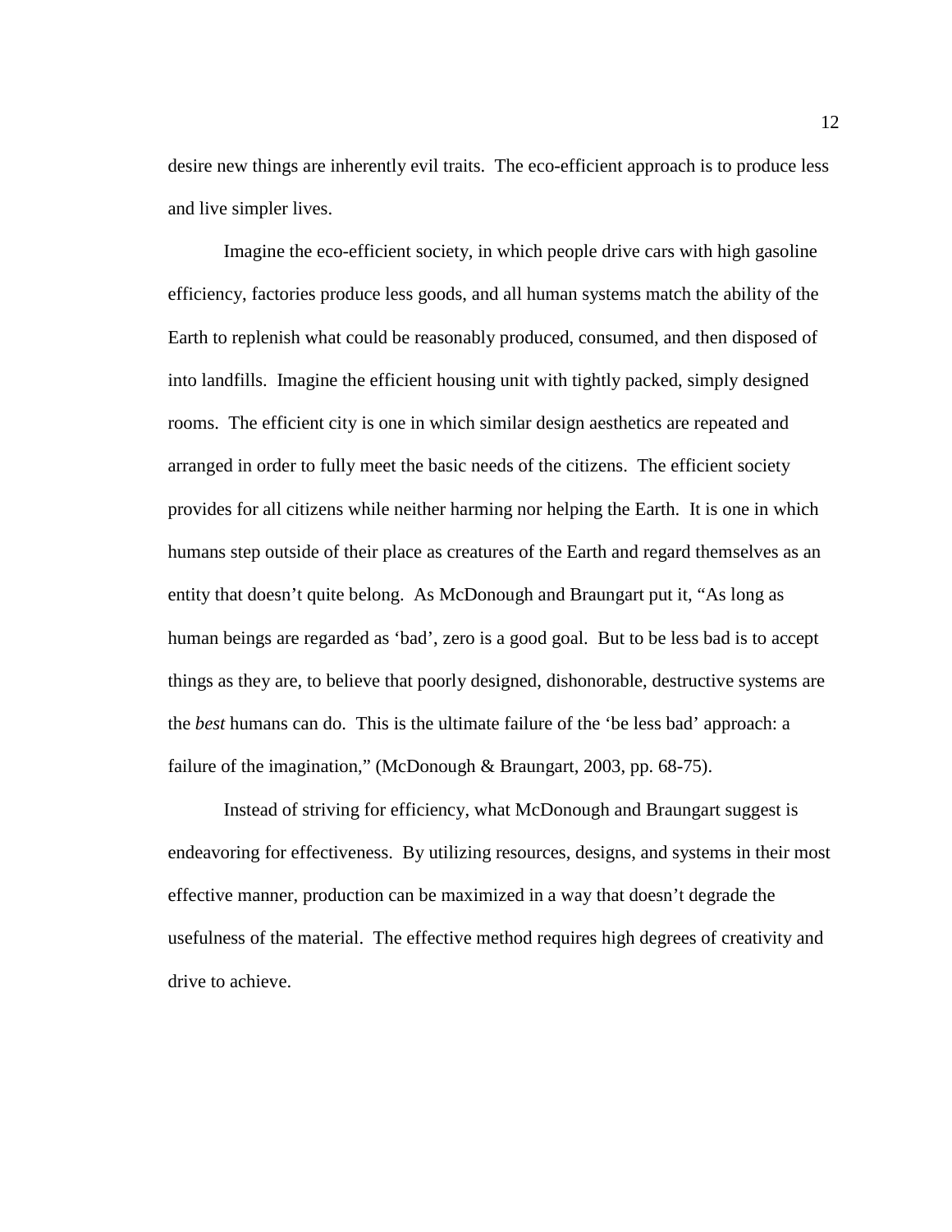desire new things are inherently evil traits. The eco-efficient approach is to produce less and live simpler lives.

Imagine the eco-efficient society, in which people drive cars with high gasoline efficiency, factories produce less goods, and all human systems match the ability of the Earth to replenish what could be reasonably produced, consumed, and then disposed of into landfills. Imagine the efficient housing unit with tightly packed, simply designed rooms. The efficient city is one in which similar design aesthetics are repeated and arranged in order to fully meet the basic needs of the citizens. The efficient society provides for all citizens while neither harming nor helping the Earth. It is one in which humans step outside of their place as creatures of the Earth and regard themselves as an entity that doesn't quite belong. As McDonough and Braungart put it, "As long as human beings are regarded as 'bad', zero is a good goal. But to be less bad is to accept things as they are, to believe that poorly designed, dishonorable, destructive systems are the *best* humans can do. This is the ultimate failure of the 'be less bad' approach: a failure of the imagination," (McDonough & Braungart, 2003, pp. 68-75).

Instead of striving for efficiency, what McDonough and Braungart suggest is endeavoring for effectiveness. By utilizing resources, designs, and systems in their most effective manner, production can be maximized in a way that doesn't degrade the usefulness of the material. The effective method requires high degrees of creativity and drive to achieve.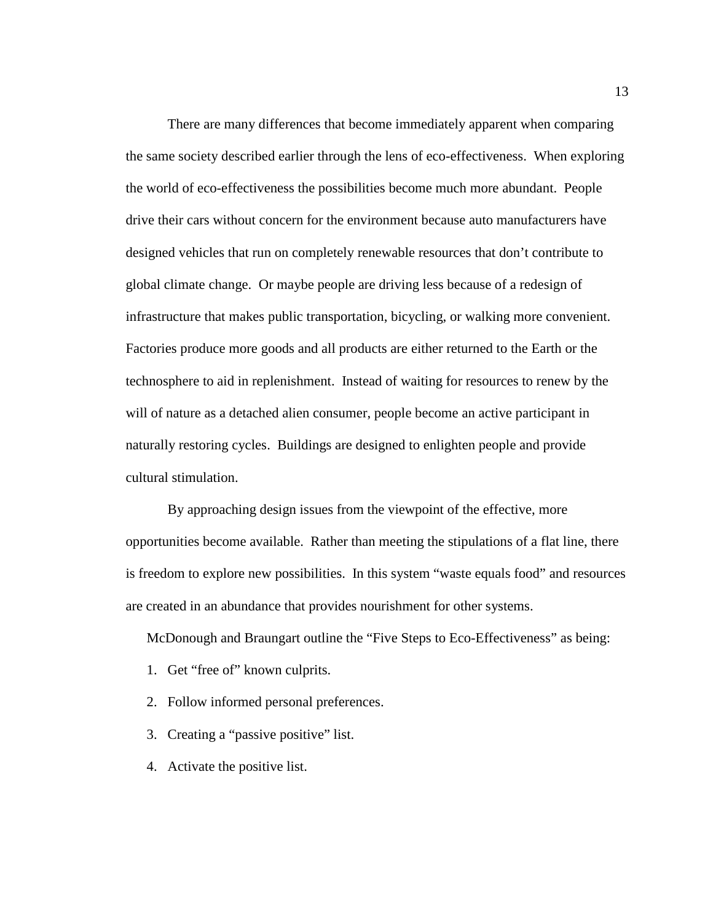There are many differences that become immediately apparent when comparing the same society described earlier through the lens of eco-effectiveness. When exploring the world of eco-effectiveness the possibilities become much more abundant. People drive their cars without concern for the environment because auto manufacturers have designed vehicles that run on completely renewable resources that don't contribute to global climate change. Or maybe people are driving less because of a redesign of infrastructure that makes public transportation, bicycling, or walking more convenient. Factories produce more goods and all products are either returned to the Earth or the technosphere to aid in replenishment. Instead of waiting for resources to renew by the will of nature as a detached alien consumer, people become an active participant in naturally restoring cycles. Buildings are designed to enlighten people and provide cultural stimulation.

By approaching design issues from the viewpoint of the effective, more opportunities become available. Rather than meeting the stipulations of a flat line, there is freedom to explore new possibilities. In this system "waste equals food" and resources are created in an abundance that provides nourishment for other systems.

McDonough and Braungart outline the "Five Steps to Eco-Effectiveness" as being:

1. Get "free of" known culprits.
2. Follow informed personal preferences.
3. Creating a "passive positive" list.
4. Activate the positive list.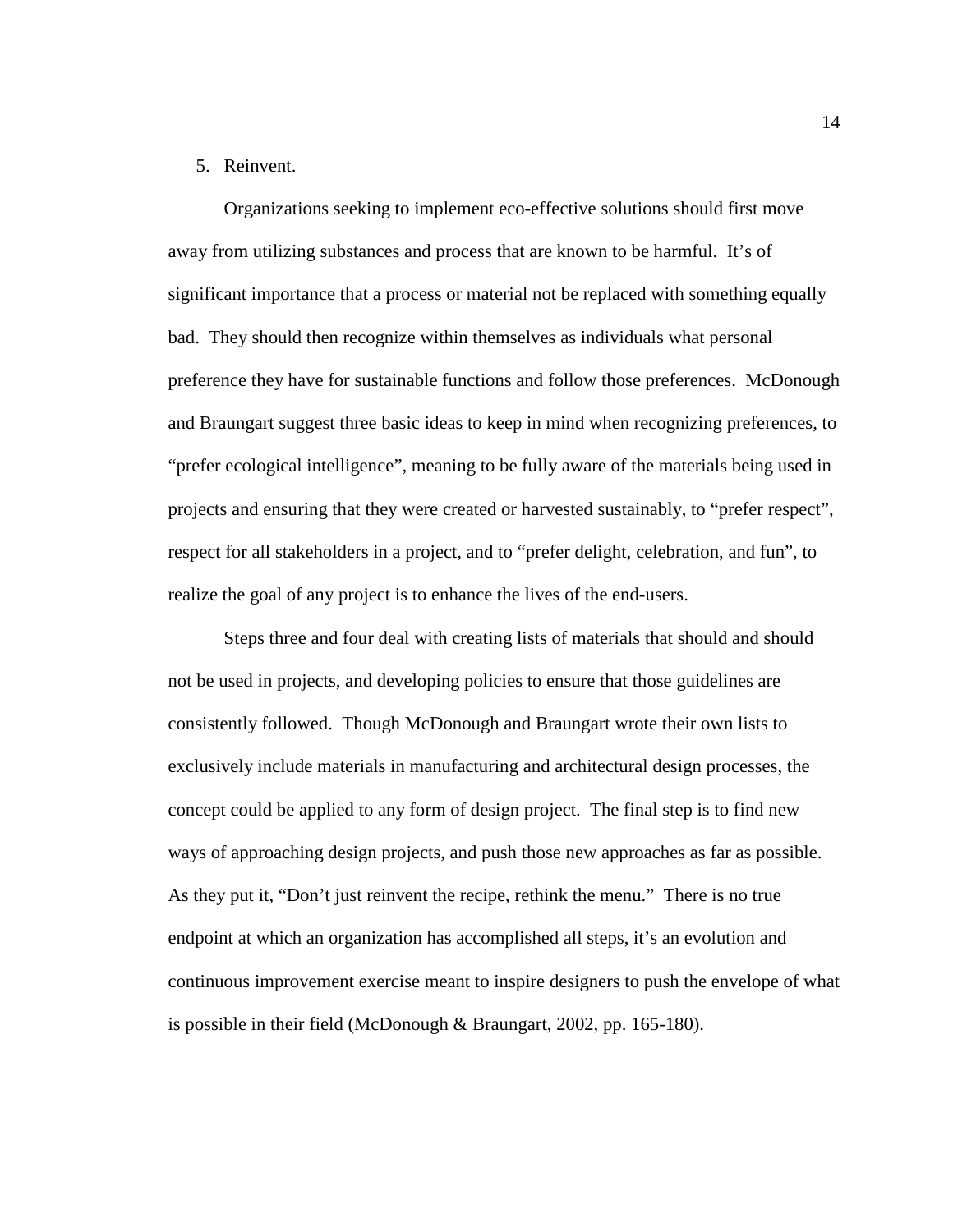5. Reinvent.

Organizations seeking to implement eco-effective solutions should first move away from utilizing substances and process that are known to be harmful. It's of significant importance that a process or material not be replaced with something equally bad. They should then recognize within themselves as individuals what personal preference they have for sustainable functions and follow those preferences. McDonough and Braungart suggest three basic ideas to keep in mind when recognizing preferences, to "prefer ecological intelligence", meaning to be fully aware of the materials being used in projects and ensuring that they were created or harvested sustainably, to "prefer respect", respect for all stakeholders in a project, and to "prefer delight, celebration, and fun", to realize the goal of any project is to enhance the lives of the end-users.

Steps three and four deal with creating lists of materials that should and should not be used in projects, and developing policies to ensure that those guidelines are consistently followed. Though McDonough and Braungart wrote their own lists to exclusively include materials in manufacturing and architectural design processes, the concept could be applied to any form of design project. The final step is to find new ways of approaching design projects, and push those new approaches as far as possible. As they put it, "Don't just reinvent the recipe, rethink the menu." There is no true endpoint at which an organization has accomplished all steps, it's an evolution and continuous improvement exercise meant to inspire designers to push the envelope of what is possible in their field (McDonough & Braungart, 2002, pp. 165-180).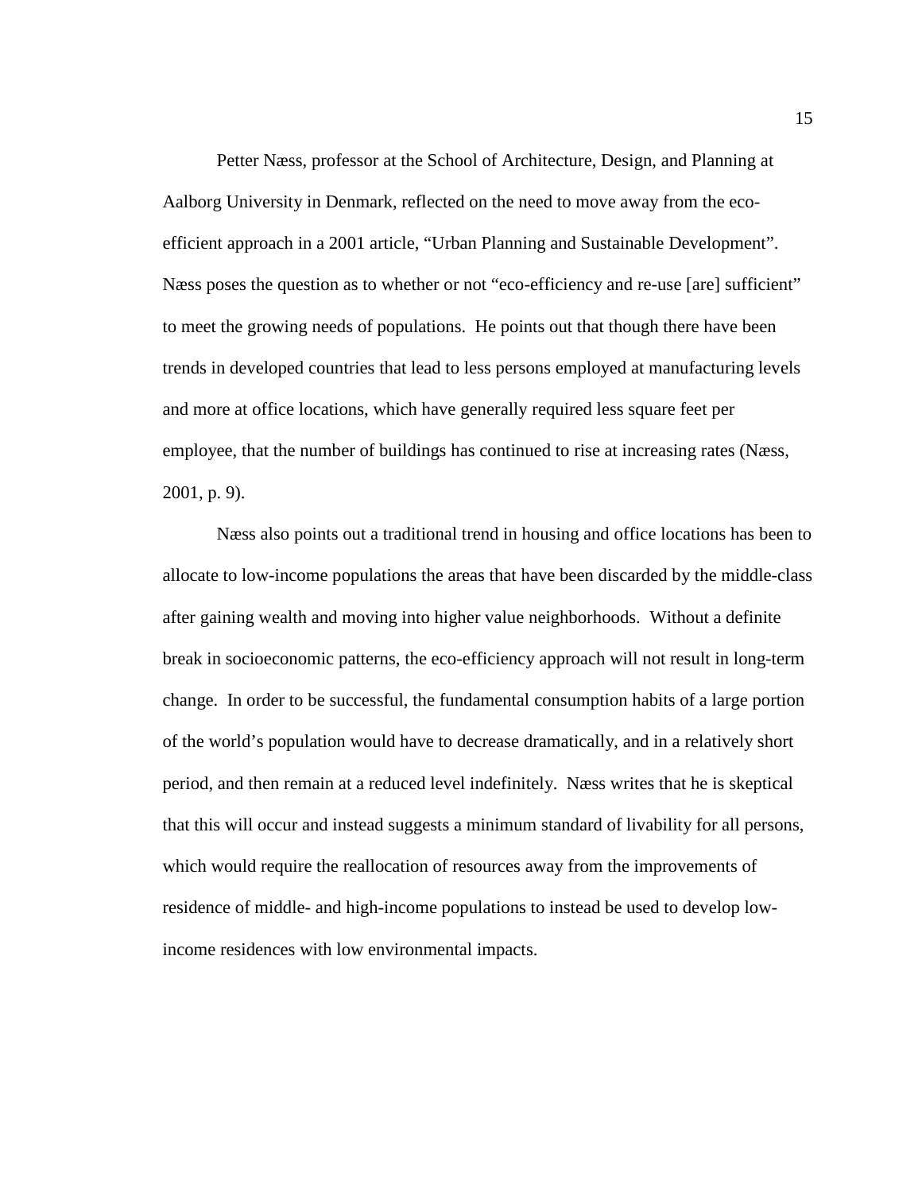Petter Næss, professor at the School of Architecture, Design, and Planning at Aalborg University in Denmark, reflected on the need to move away from the eco-efficient approach in a 2001 article, "Urban Planning and Sustainable Development". Næss poses the question as to whether or not "eco-efficiency and re-use [are] sufficient" to meet the growing needs of populations. He points out that though there have been trends in developed countries that lead to less persons employed at manufacturing levels and more at office locations, which have generally required less square feet per employee, that the number of buildings has continued to rise at increasing rates (Næss, 2001, p. 9).

Næss also points out a traditional trend in housing and office locations has been to allocate to low-income populations the areas that have been discarded by the middle-class after gaining wealth and moving into higher value neighborhoods. Without a definite break in socioeconomic patterns, the eco-efficiency approach will not result in long-term change. In order to be successful, the fundamental consumption habits of a large portion of the world's population would have to decrease dramatically, and in a relatively short period, and then remain at a reduced level indefinitely. Næss writes that he is skeptical that this will occur and instead suggests a minimum standard of livability for all persons, which would require the reallocation of resources away from the improvements of residence of middle- and high-income populations to instead be used to develop low-income residences with low environmental impacts.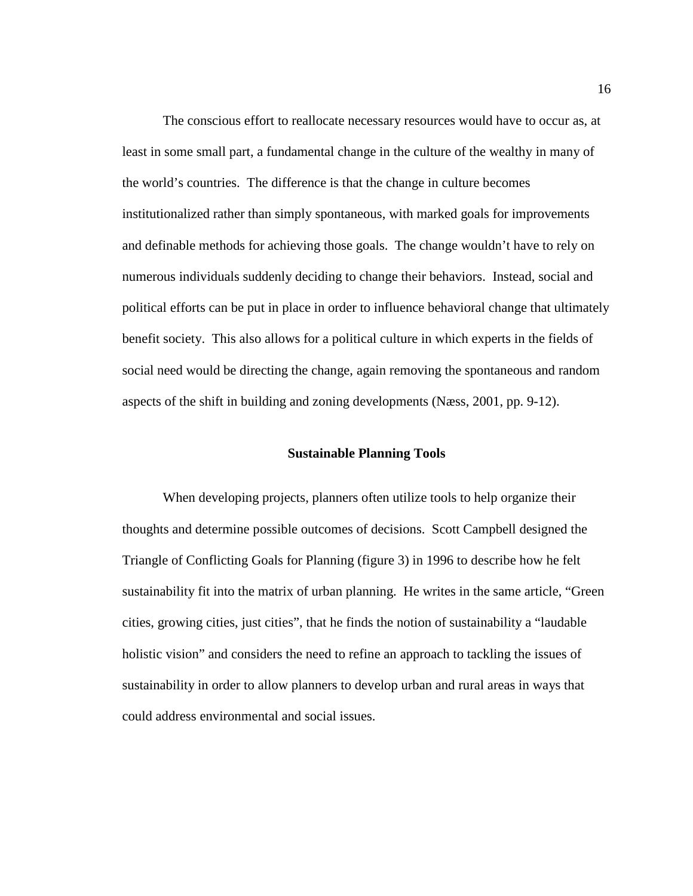The conscious effort to reallocate necessary resources would have to occur as, at least in some small part, a fundamental change in the culture of the wealthy in many of the world's countries. The difference is that the change in culture becomes institutionalized rather than simply spontaneous, with marked goals for improvements and definable methods for achieving those goals. The change wouldn't have to rely on numerous individuals suddenly deciding to change their behaviors. Instead, social and political efforts can be put in place in order to influence behavioral change that ultimately benefit society. This also allows for a political culture in which experts in the fields of social need would be directing the change, again removing the spontaneous and random aspects of the shift in building and zoning developments (Næss, 2001, pp. 9-12).

## Sustainable Planning Tools

When developing projects, planners often utilize tools to help organize their thoughts and determine possible outcomes of decisions. Scott Campbell designed the Triangle of Conflicting Goals for Planning (figure 3) in 1996 to describe how he felt sustainability fit into the matrix of urban planning. He writes in the same article, "Green cities, growing cities, just cities", that he finds the notion of sustainability a "laudable holistic vision" and considers the need to refine an approach to tackling the issues of sustainability in order to allow planners to develop urban and rural areas in ways that could address environmental and social issues.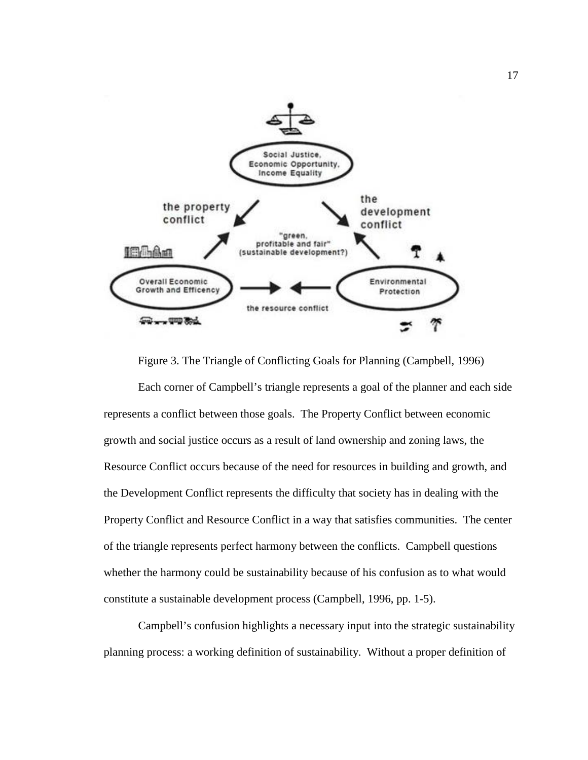Figure 3. The Triangle of Conflicting Goals for Planning (Campbell, 1996)

Each corner of Campbell's triangle represents a goal of the planner and each side represents a conflict between those goals. The Property Conflict between economic growth and social justice occurs as a result of land ownership and zoning laws, the Resource Conflict occurs because of the need for resources in building and growth, and the Development Conflict represents the difficulty that society has in dealing with the Property Conflict and Resource Conflict in a way that satisfies communities. The center of the triangle represents perfect harmony between the conflicts. Campbell questions whether the harmony could be sustainability because of his confusion as to what would constitute a sustainable development process (Campbell, 1996, pp. 1-5).

Campbell's confusion highlights a necessary input into the strategic sustainability planning process: a working definition of sustainability. Without a proper definition of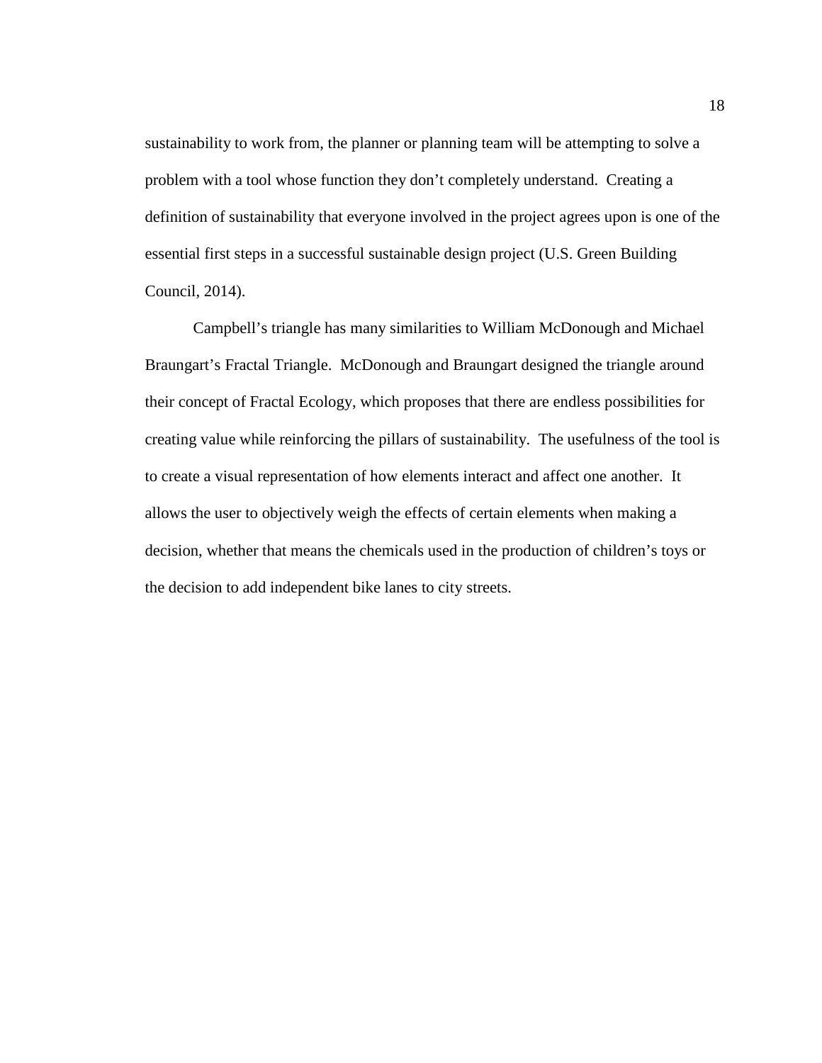sustainability to work from, the planner or planning team will be attempting to solve a problem with a tool whose function they don't completely understand. Creating a definition of sustainability that everyone involved in the project agrees upon is one of the essential first steps in a successful sustainable design project (U.S. Green Building Council, 2014).

Campbell's triangle has many similarities to William McDonough and Michael Braungart's Fractal Triangle. McDonough and Braungart designed the triangle around their concept of Fractal Ecology, which proposes that there are endless possibilities for creating value while reinforcing the pillars of sustainability. The usefulness of the tool is to create a visual representation of how elements interact and affect one another. It allows the user to objectively weigh the effects of certain elements when making a decision, whether that means the chemicals used in the production of children's toys or the decision to add independent bike lanes to city streets.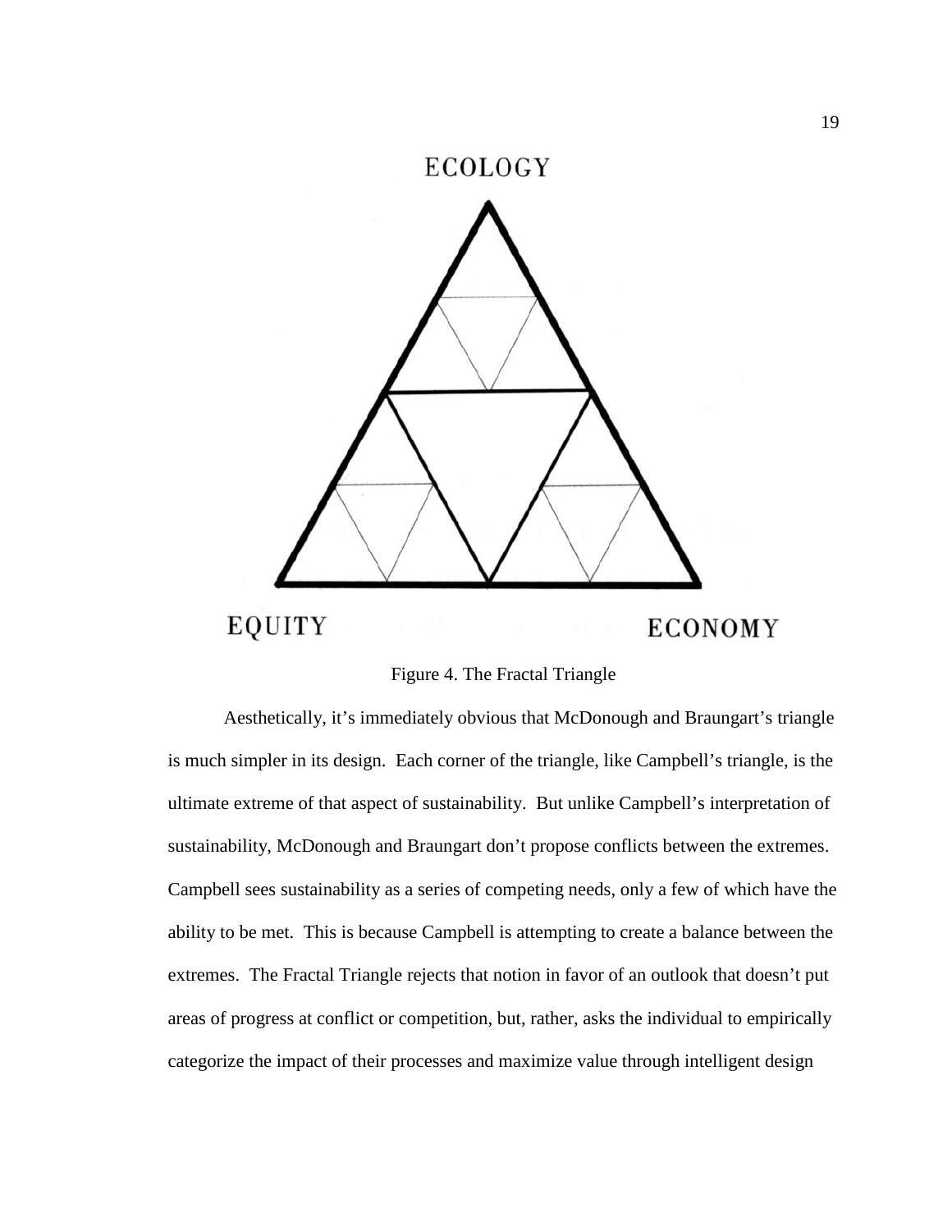ECOLOGY

EQUITY

ECONOMY

Figure 4. The Fractal Triangle

Aesthetically, it's immediately obvious that McDonough and Braungart's triangle is much simpler in its design. Each corner of the triangle, like Campbell's triangle, is the ultimate extreme of that aspect of sustainability. But unlike Campbell's interpretation of sustainability, McDonough and Braungart don't propose conflicts between the extremes. Campbell sees sustainability as a series of competing needs, only a few of which have the ability to be met. This is because Campbell is attempting to create a balance between the extremes. The Fractal Triangle rejects that notion in favor of an outlook that doesn't put areas of progress at conflict or competition, but, rather, asks the individual to empirically categorize the impact of their processes and maximize value through intelligent design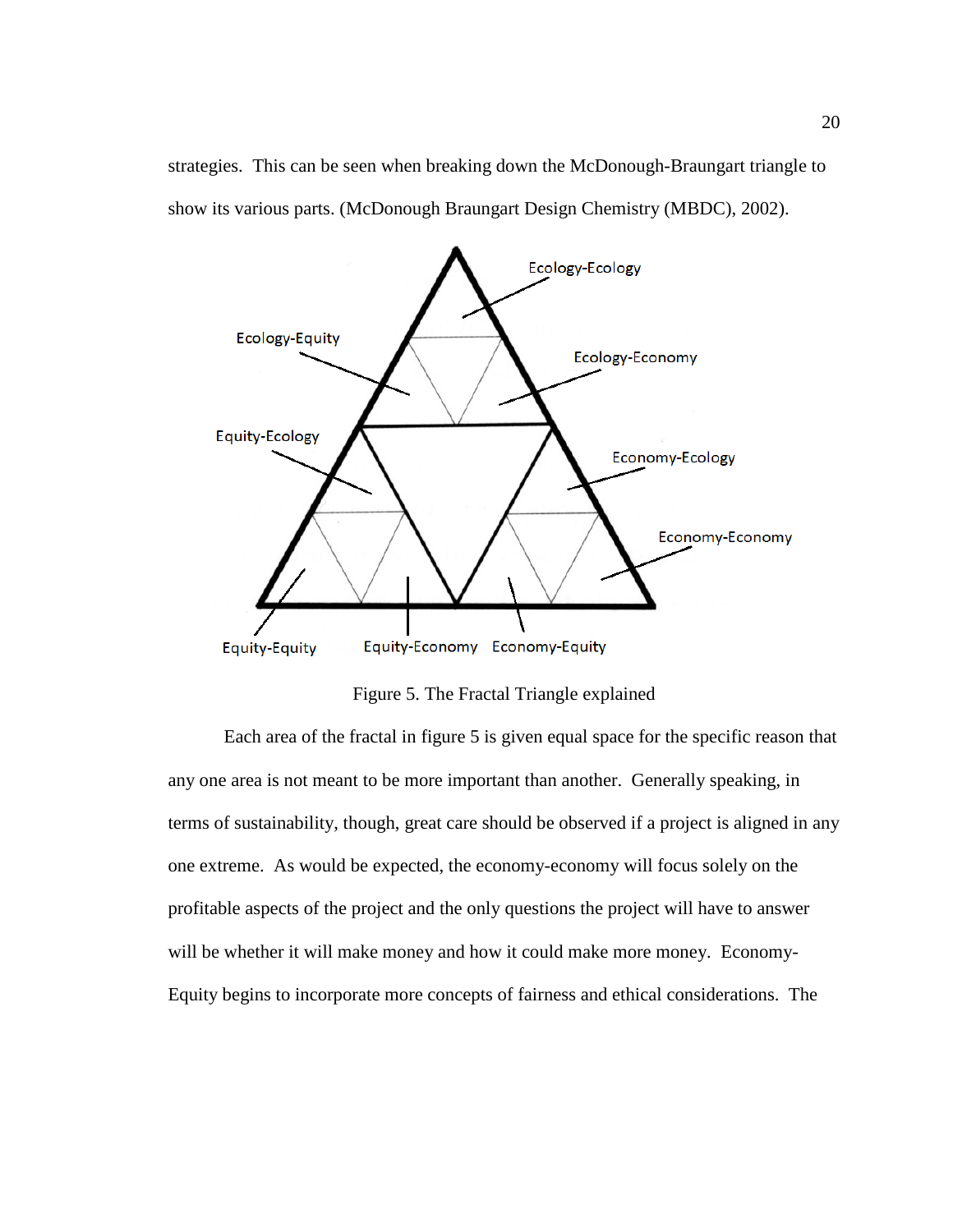strategies. This can be seen when breaking down the McDonough-Braungart triangle to show its various parts. (McDonough Braungart Design Chemistry (MBDC), 2002).

Ecology-Ecology

Ecology-Equity

Ecology-Economy

Equity-Ecology

Economy-Ecology

Economy-Economy

Equity-Equity

Equity-Economy

Economy-Equity

Figure 5. The Fractal Triangle explained

Each area of the fractal in figure 5 is given equal space for the specific reason that any one area is not meant to be more important than another. Generally speaking, in terms of sustainability, though, great care should be observed if a project is aligned in any one extreme. As would be expected, the economy-economy will focus solely on the profitable aspects of the project and the only questions the project will have to answer will be whether it will make money and how it could make more money. Economy-Equity begins to incorporate more concepts of fairness and ethical considerations. The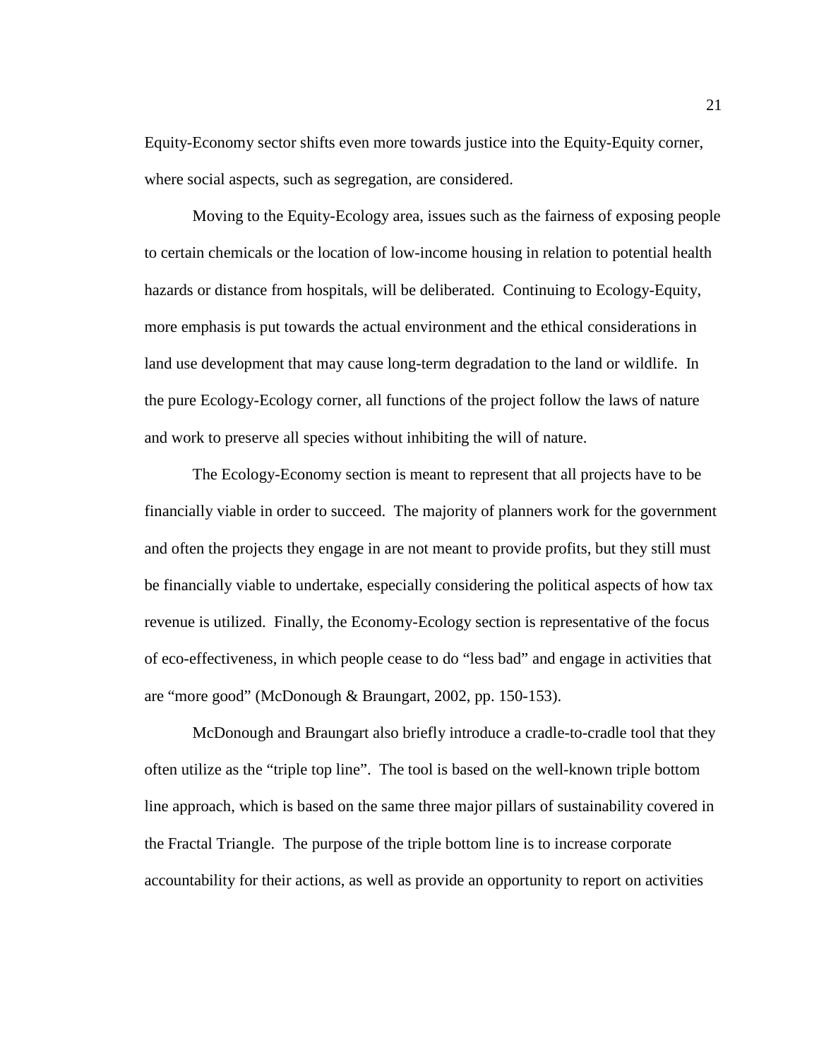Equity-Economy sector shifts even more towards justice into the Equity-Equity corner, where social aspects, such as segregation, are considered.

Moving to the Equity-Ecology area, issues such as the fairness of exposing people to certain chemicals or the location of low-income housing in relation to potential health hazards or distance from hospitals, will be deliberated. Continuing to Ecology-Equity, more emphasis is put towards the actual environment and the ethical considerations in land use development that may cause long-term degradation to the land or wildlife. In the pure Ecology-Ecology corner, all functions of the project follow the laws of nature and work to preserve all species without inhibiting the will of nature.

The Ecology-Economy section is meant to represent that all projects have to be financially viable in order to succeed. The majority of planners work for the government and often the projects they engage in are not meant to provide profits, but they still must be financially viable to undertake, especially considering the political aspects of how tax revenue is utilized. Finally, the Economy-Ecology section is representative of the focus of eco-effectiveness, in which people cease to do "less bad" and engage in activities that are "more good" (McDonough & Braungart, 2002, pp. 150-153).

McDonough and Braungart also briefly introduce a cradle-to-cradle tool that they often utilize as the "triple top line". The tool is based on the well-known triple bottom line approach, which is based on the same three major pillars of sustainability covered in the Fractal Triangle. The purpose of the triple bottom line is to increase corporate accountability for their actions, as well as provide an opportunity to report on activities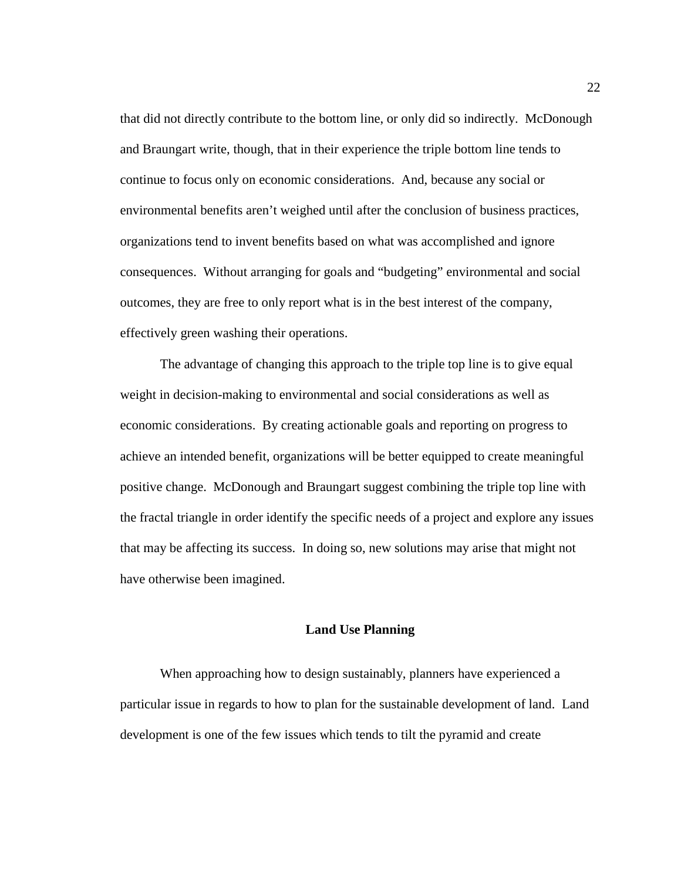that did not directly contribute to the bottom line, or only did so indirectly. McDonough and Braungart write, though, that in their experience the triple bottom line tends to continue to focus only on economic considerations. And, because any social or environmental benefits aren't weighed until after the conclusion of business practices, organizations tend to invent benefits based on what was accomplished and ignore consequences. Without arranging for goals and "budgeting" environmental and social outcomes, they are free to only report what is in the best interest of the company, effectively green washing their operations.

The advantage of changing this approach to the triple top line is to give equal weight in decision-making to environmental and social considerations as well as economic considerations. By creating actionable goals and reporting on progress to achieve an intended benefit, organizations will be better equipped to create meaningful positive change. McDonough and Braungart suggest combining the triple top line with the fractal triangle in order identify the specific needs of a project and explore any issues that may be affecting its success. In doing so, new solutions may arise that might not have otherwise been imagined.

## Land Use Planning

When approaching how to design sustainably, planners have experienced a particular issue in regards to how to plan for the sustainable development of land. Land development is one of the few issues which tends to tilt the pyramid and create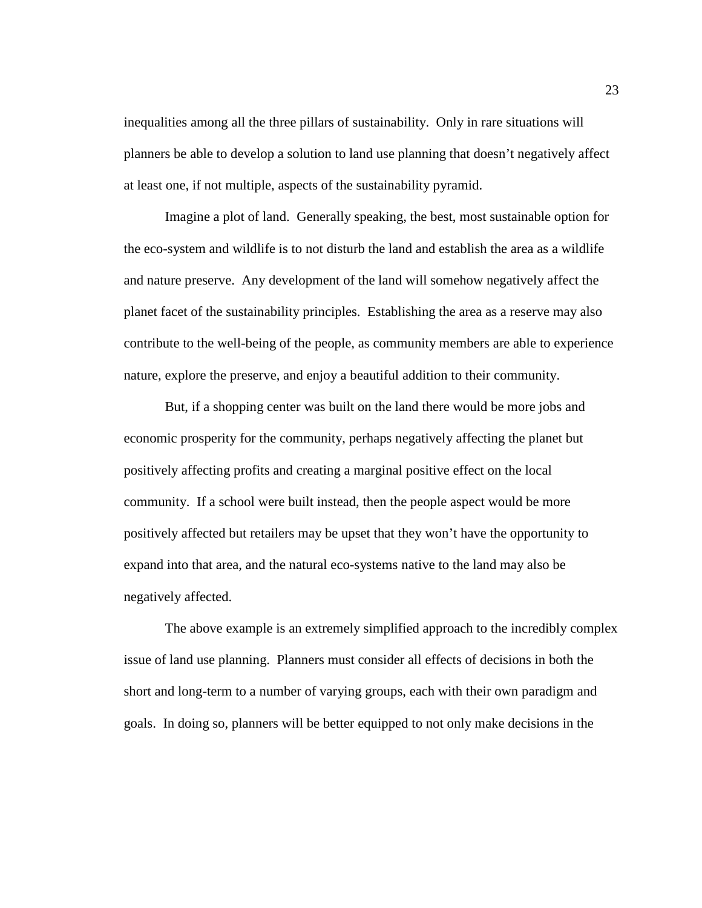inequalities among all the three pillars of sustainability. Only in rare situations will planners be able to develop a solution to land use planning that doesn't negatively affect at least one, if not multiple, aspects of the sustainability pyramid.

Imagine a plot of land. Generally speaking, the best, most sustainable option for the eco-system and wildlife is to not disturb the land and establish the area as a wildlife and nature preserve. Any development of the land will somehow negatively affect the planet facet of the sustainability principles. Establishing the area as a reserve may also contribute to the well-being of the people, as community members are able to experience nature, explore the preserve, and enjoy a beautiful addition to their community.

But, if a shopping center was built on the land there would be more jobs and economic prosperity for the community, perhaps negatively affecting the planet but positively affecting profits and creating a marginal positive effect on the local community. If a school were built instead, then the people aspect would be more positively affected but retailers may be upset that they won't have the opportunity to expand into that area, and the natural eco-systems native to the land may also be negatively affected.

The above example is an extremely simplified approach to the incredibly complex issue of land use planning. Planners must consider all effects of decisions in both the short and long-term to a number of varying groups, each with their own paradigm and goals. In doing so, planners will be better equipped to not only make decisions in the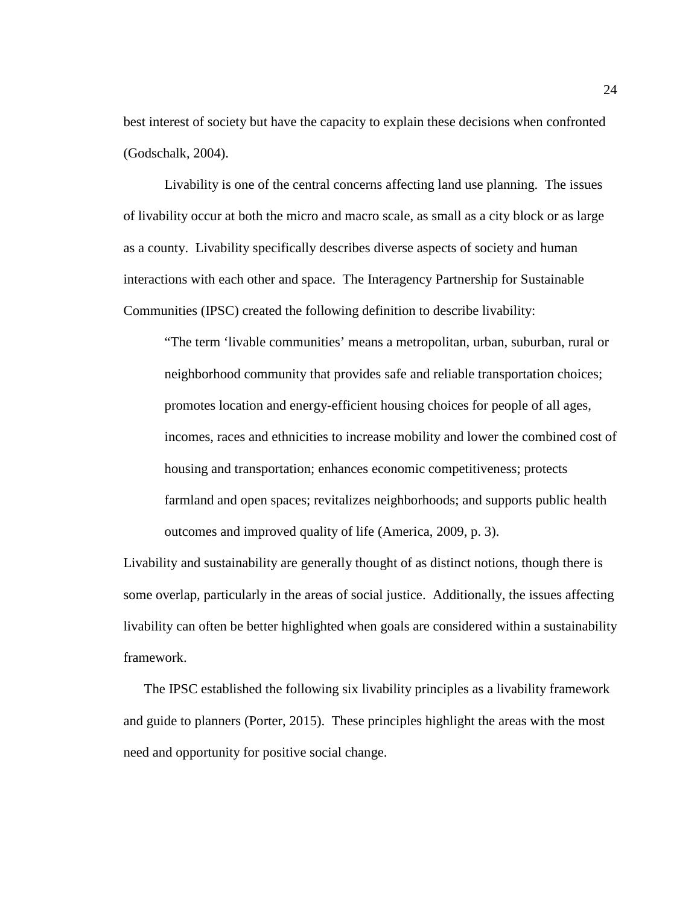best interest of society but have the capacity to explain these decisions when confronted (Godschalk, 2004).

Livability is one of the central concerns affecting land use planning. The issues of livability occur at both the micro and macro scale, as small as a city block or as large as a county. Livability specifically describes diverse aspects of society and human interactions with each other and space. The Interagency Partnership for Sustainable Communities (IPSC) created the following definition to describe livability:

> "The term 'livable communities' means a metropolitan, urban, suburban, rural or neighborhood community that provides safe and reliable transportation choices; promotes location and energy-efficient housing choices for people of all ages, incomes, races and ethnicities to increase mobility and lower the combined cost of housing and transportation; enhances economic competitiveness; protects farmland and open spaces; revitalizes neighborhoods; and supports public health outcomes and improved quality of life (America, 2009, p. 3).

Livability and sustainability are generally thought of as distinct notions, though there is some overlap, particularly in the areas of social justice. Additionally, the issues affecting livability can often be better highlighted when goals are considered within a sustainability framework.

The IPSC established the following six livability principles as a livability framework and guide to planners (Porter, 2015). These principles highlight the areas with the most need and opportunity for positive social change.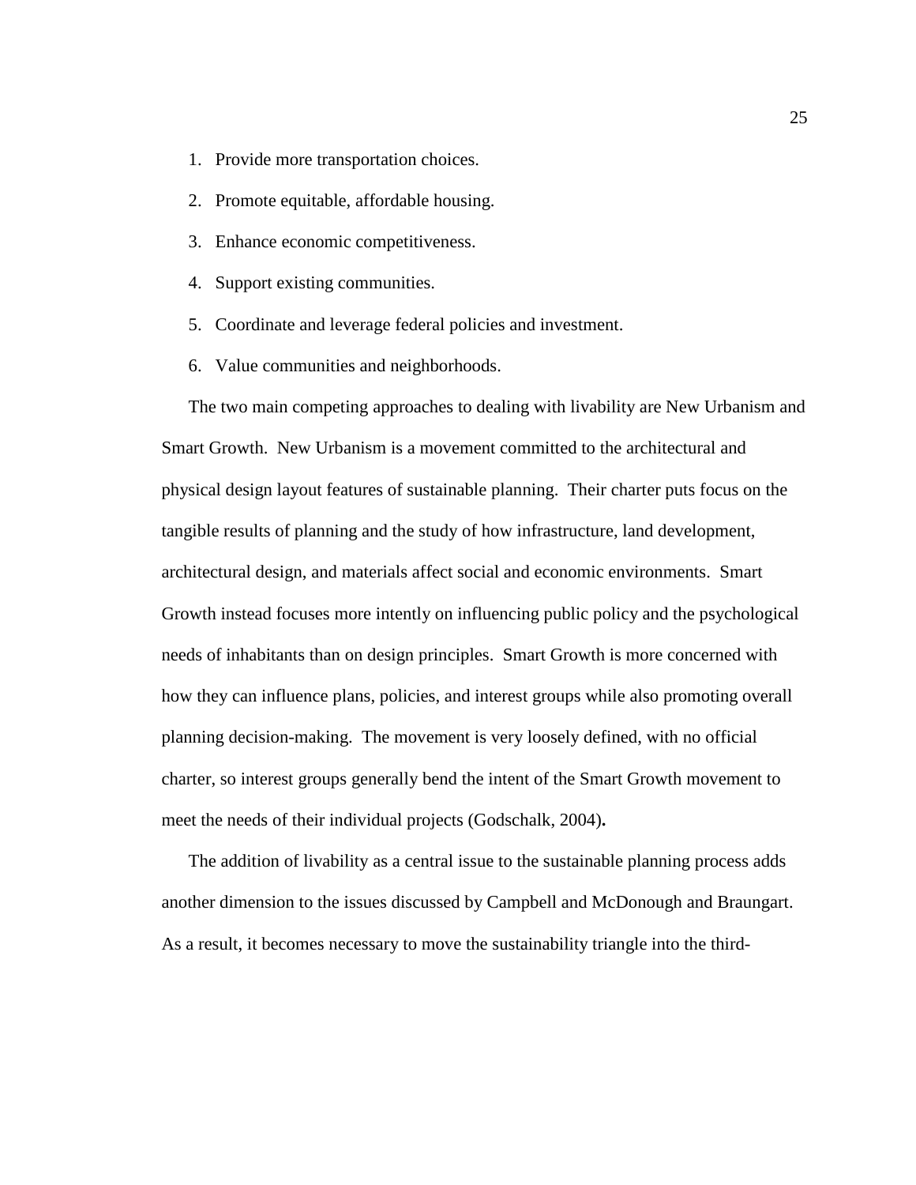1. Provide more transportation choices.
2. Promote equitable, affordable housing.
3. Enhance economic competitiveness.
4. Support existing communities.
5. Coordinate and leverage federal policies and investment.
6. Value communities and neighborhoods.

The two main competing approaches to dealing with livability are New Urbanism and Smart Growth. New Urbanism is a movement committed to the architectural and physical design layout features of sustainable planning. Their charter puts focus on the tangible results of planning and the study of how infrastructure, land development, architectural design, and materials affect social and economic environments. Smart Growth instead focuses more intently on influencing public policy and the psychological needs of inhabitants than on design principles. Smart Growth is more concerned with how they can influence plans, policies, and interest groups while also promoting overall planning decision-making. The movement is very loosely defined, with no official charter, so interest groups generally bend the intent of the Smart Growth movement to meet the needs of their individual projects (Godschalk, 2004).

The addition of livability as a central issue to the sustainable planning process adds another dimension to the issues discussed by Campbell and McDonough and Braungart. As a result, it becomes necessary to move the sustainability triangle into the third-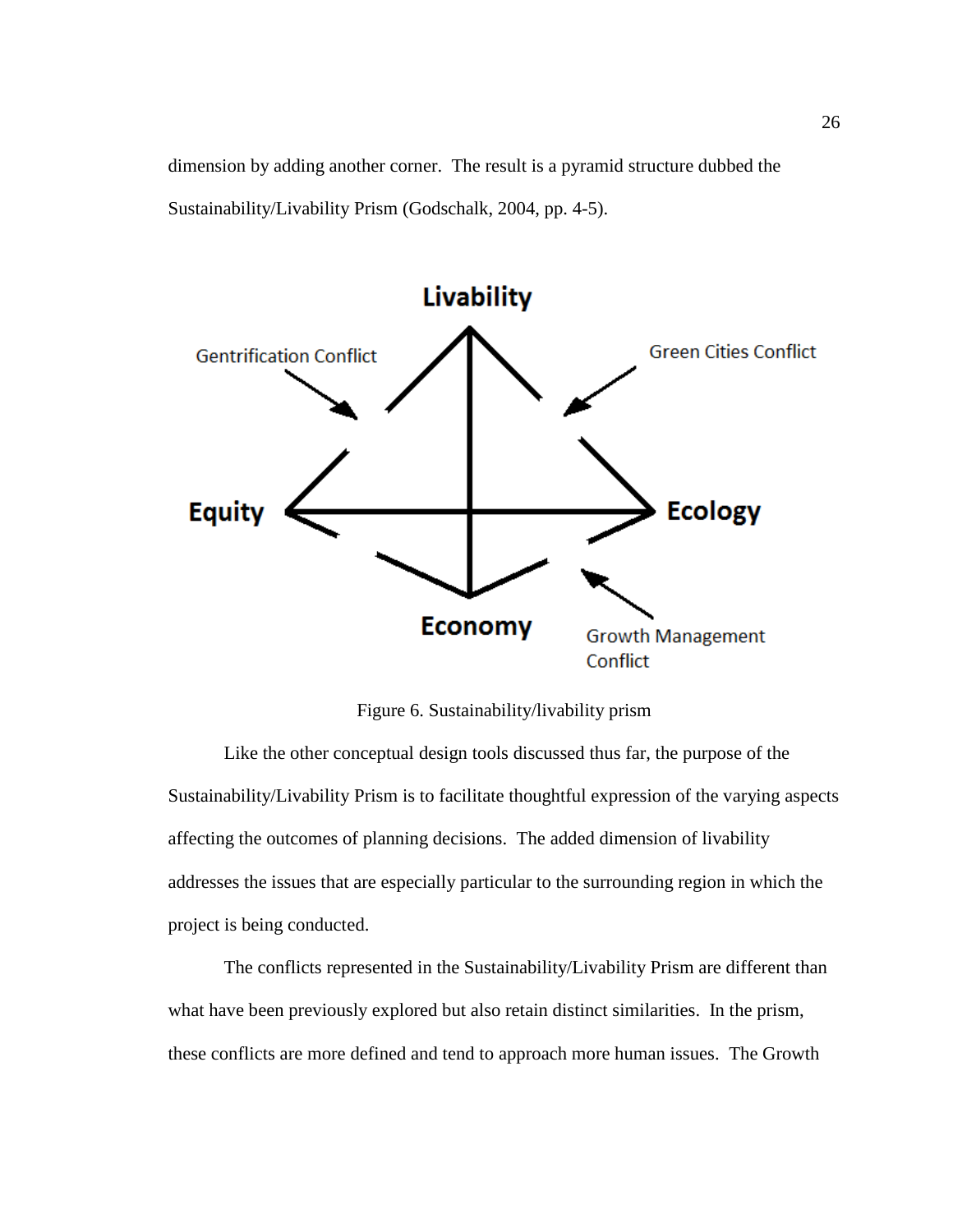dimension by adding another corner. The result is a pyramid structure dubbed the Sustainability/Livability Prism (Godschalk, 2004, pp. 4-5).

Figure 6. Sustainability/livability prism

Like the other conceptual design tools discussed thus far, the purpose of the Sustainability/Livability Prism is to facilitate thoughtful expression of the varying aspects affecting the outcomes of planning decisions. The added dimension of livability addresses the issues that are especially particular to the surrounding region in which the project is being conducted.

The conflicts represented in the Sustainability/Livability Prism are different than what have been previously explored but also retain distinct similarities. In the prism, these conflicts are more defined and tend to approach more human issues. The Growth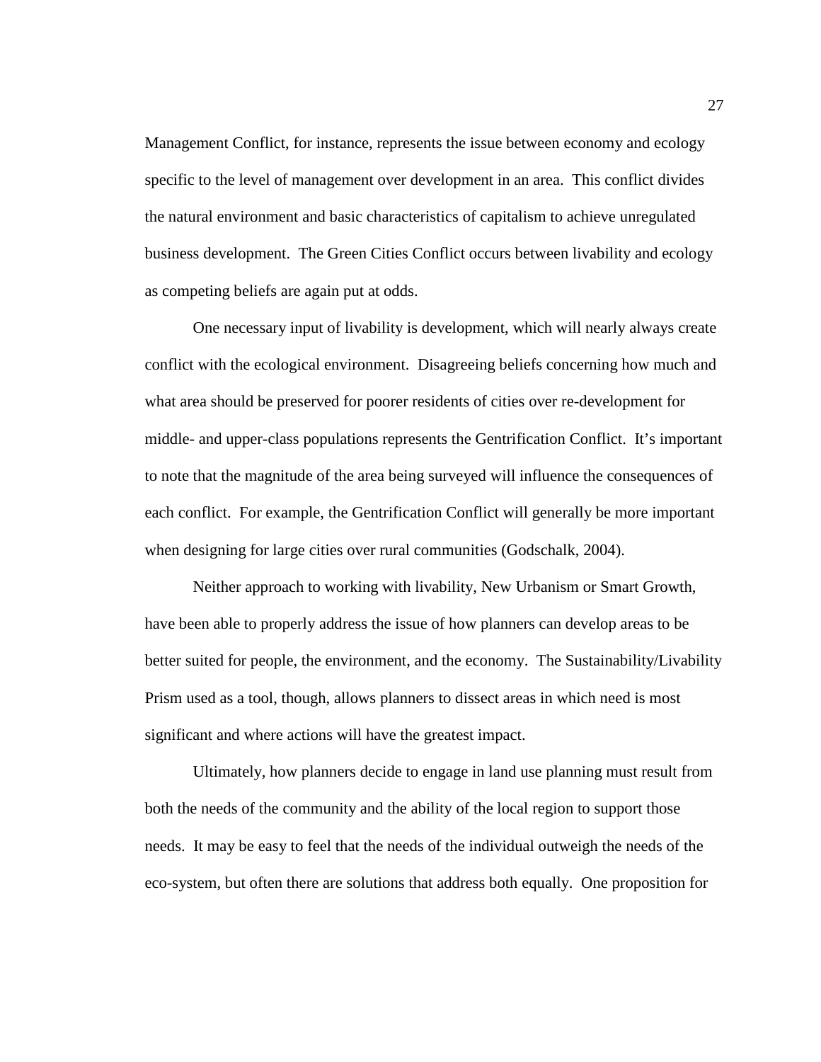Management Conflict, for instance, represents the issue between economy and ecology specific to the level of management over development in an area. This conflict divides the natural environment and basic characteristics of capitalism to achieve unregulated business development. The Green Cities Conflict occurs between livability and ecology as competing beliefs are again put at odds.

One necessary input of livability is development, which will nearly always create conflict with the ecological environment. Disagreeing beliefs concerning how much and what area should be preserved for poorer residents of cities over re-development for middle- and upper-class populations represents the Gentrification Conflict. It's important to note that the magnitude of the area being surveyed will influence the consequences of each conflict. For example, the Gentrification Conflict will generally be more important when designing for large cities over rural communities (Godschalk, 2004).

Neither approach to working with livability, New Urbanism or Smart Growth, have been able to properly address the issue of how planners can develop areas to be better suited for people, the environment, and the economy. The Sustainability/Livability Prism used as a tool, though, allows planners to dissect areas in which need is most significant and where actions will have the greatest impact.

Ultimately, how planners decide to engage in land use planning must result from both the needs of the community and the ability of the local region to support those needs. It may be easy to feel that the needs of the individual outweigh the needs of the eco-system, but often there are solutions that address both equally. One proposition for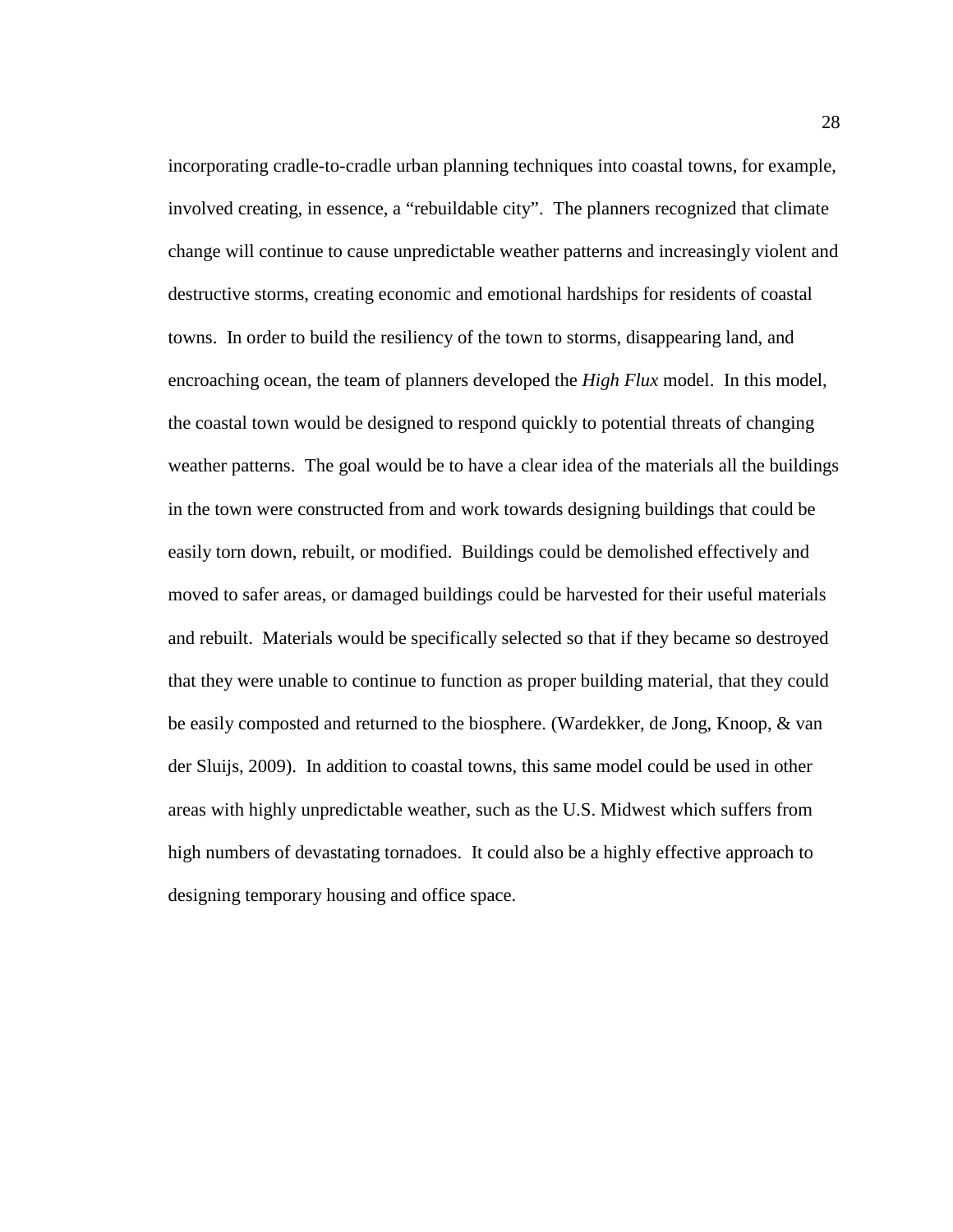incorporating cradle-to-cradle urban planning techniques into coastal towns, for example, involved creating, in essence, a "rebuildable city". The planners recognized that climate change will continue to cause unpredictable weather patterns and increasingly violent and destructive storms, creating economic and emotional hardships for residents of coastal towns. In order to build the resiliency of the town to storms, disappearing land, and encroaching ocean, the team of planners developed the *High Flux* model. In this model, the coastal town would be designed to respond quickly to potential threats of changing weather patterns. The goal would be to have a clear idea of the materials all the buildings in the town were constructed from and work towards designing buildings that could be easily torn down, rebuilt, or modified. Buildings could be demolished effectively and moved to safer areas, or damaged buildings could be harvested for their useful materials and rebuilt. Materials would be specifically selected so that if they became so destroyed that they were unable to continue to function as proper building material, that they could be easily composted and returned to the biosphere. (Wardekker, de Jong, Knoop, & van der Sluijs, 2009). In addition to coastal towns, this same model could be used in other areas with highly unpredictable weather, such as the U.S. Midwest which suffers from high numbers of devastating tornadoes. It could also be a highly effective approach to designing temporary housing and office space.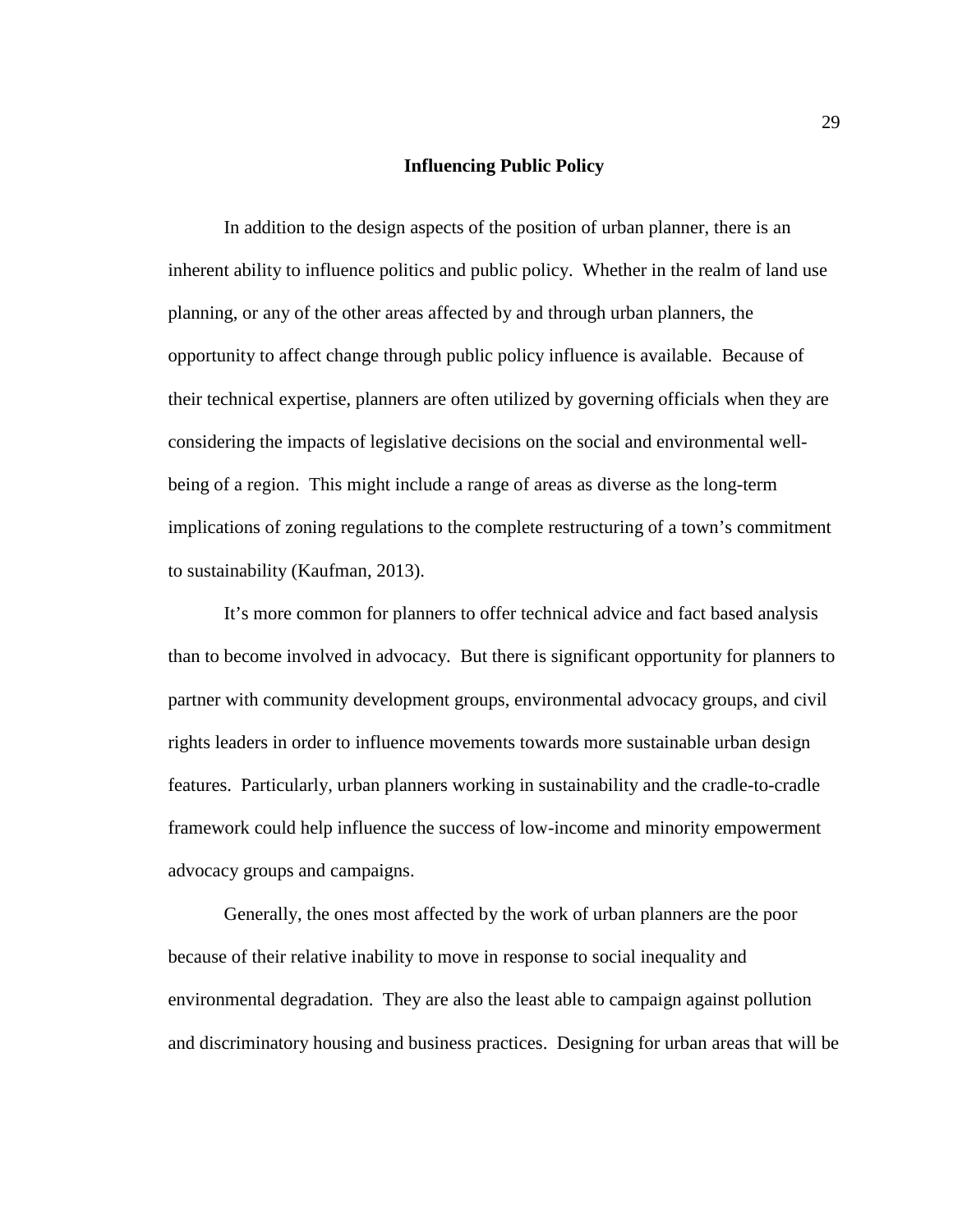## Influencing Public Policy

In addition to the design aspects of the position of urban planner, there is an inherent ability to influence politics and public policy. Whether in the realm of land use planning, or any of the other areas affected by and through urban planners, the opportunity to affect change through public policy influence is available. Because of their technical expertise, planners are often utilized by governing officials when they are considering the impacts of legislative decisions on the social and environmental well-being of a region. This might include a range of areas as diverse as the long-term implications of zoning regulations to the complete restructuring of a town's commitment to sustainability (Kaufman, 2013).

It's more common for planners to offer technical advice and fact based analysis than to become involved in advocacy. But there is significant opportunity for planners to partner with community development groups, environmental advocacy groups, and civil rights leaders in order to influence movements towards more sustainable urban design features. Particularly, urban planners working in sustainability and the cradle-to-cradle framework could help influence the success of low-income and minority empowerment advocacy groups and campaigns.

Generally, the ones most affected by the work of urban planners are the poor because of their relative inability to move in response to social inequality and environmental degradation. They are also the least able to campaign against pollution and discriminatory housing and business practices. Designing for urban areas that will be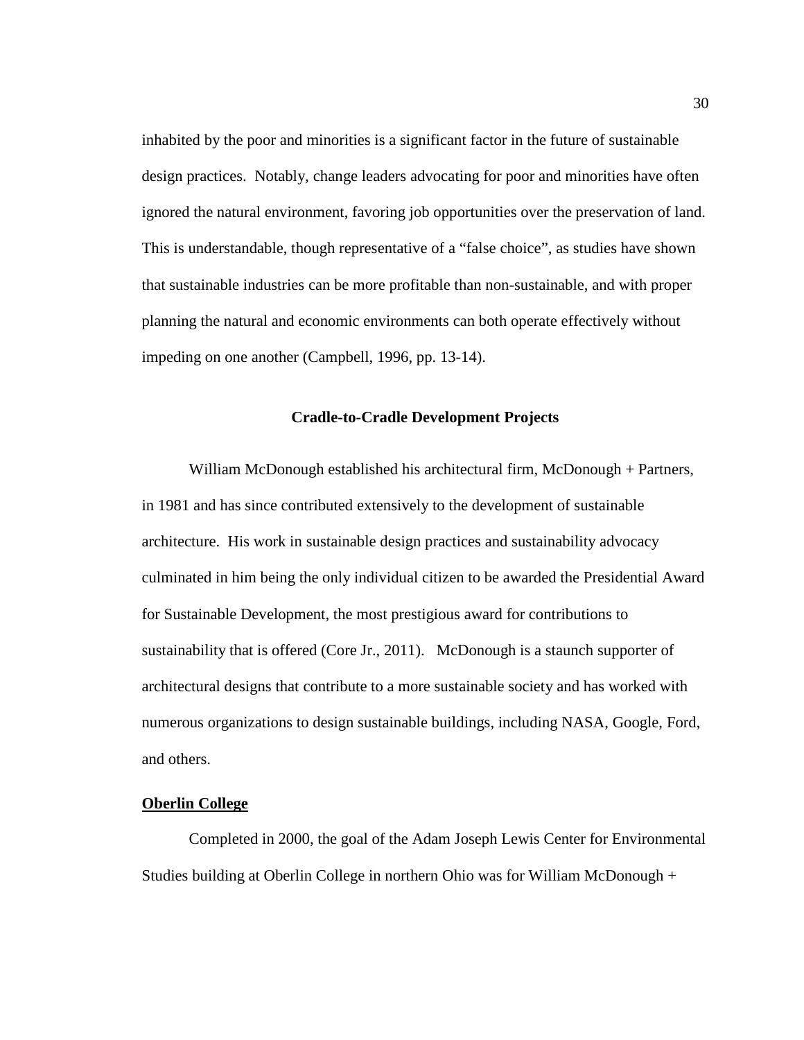inhabited by the poor and minorities is a significant factor in the future of sustainable design practices. Notably, change leaders advocating for poor and minorities have often ignored the natural environment, favoring job opportunities over the preservation of land. This is understandable, though representative of a "false choice", as studies have shown that sustainable industries can be more profitable than non-sustainable, and with proper planning the natural and economic environments can both operate effectively without impeding on one another (Campbell, 1996, pp. 13-14).

## Cradle-to-Cradle Development Projects

William McDonough established his architectural firm, McDonough + Partners, in 1981 and has since contributed extensively to the development of sustainable architecture. His work in sustainable design practices and sustainability advocacy culminated in him being the only individual citizen to be awarded the Presidential Award for Sustainable Development, the most prestigious award for contributions to sustainability that is offered (Core Jr., 2011). McDonough is a staunch supporter of architectural designs that contribute to a more sustainable society and has worked with numerous organizations to design sustainable buildings, including NASA, Google, Ford, and others.

### Oberlin College

Completed in 2000, the goal of the Adam Joseph Lewis Center for Environmental Studies building at Oberlin College in northern Ohio was for William McDonough +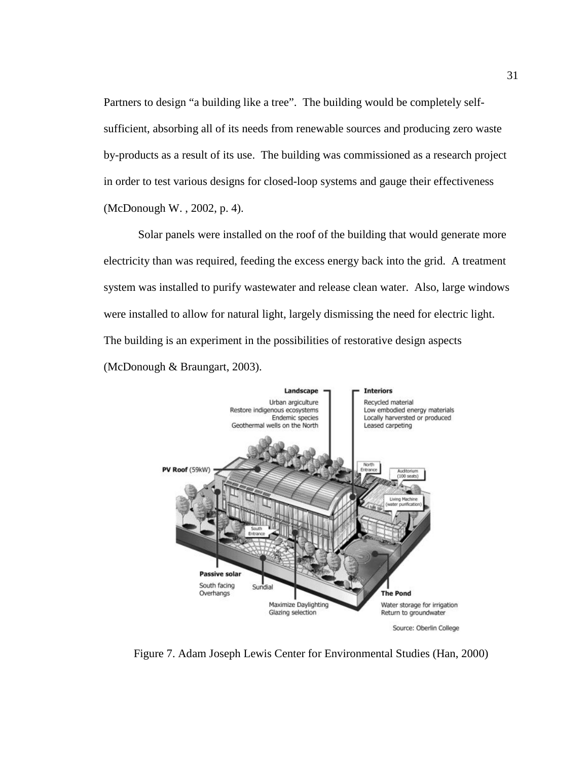Partners to design "a building like a tree". The building would be completely self-sufficient, absorbing all of its needs from renewable sources and producing zero waste by-products as a result of its use. The building was commissioned as a research project in order to test various designs for closed-loop systems and gauge their effectiveness (McDonough W. , 2002, p. 4).

Solar panels were installed on the roof of the building that would generate more electricity than was required, feeding the excess energy back into the grid. A treatment system was installed to purify wastewater and release clean water. Also, large windows were installed to allow for natural light, largely dismissing the need for electric light. The building is an experiment in the possibilities of restorative design aspects (McDonough & Braungart, 2003).

Figure 7. Adam Joseph Lewis Center for Environmental Studies (Han, 2000)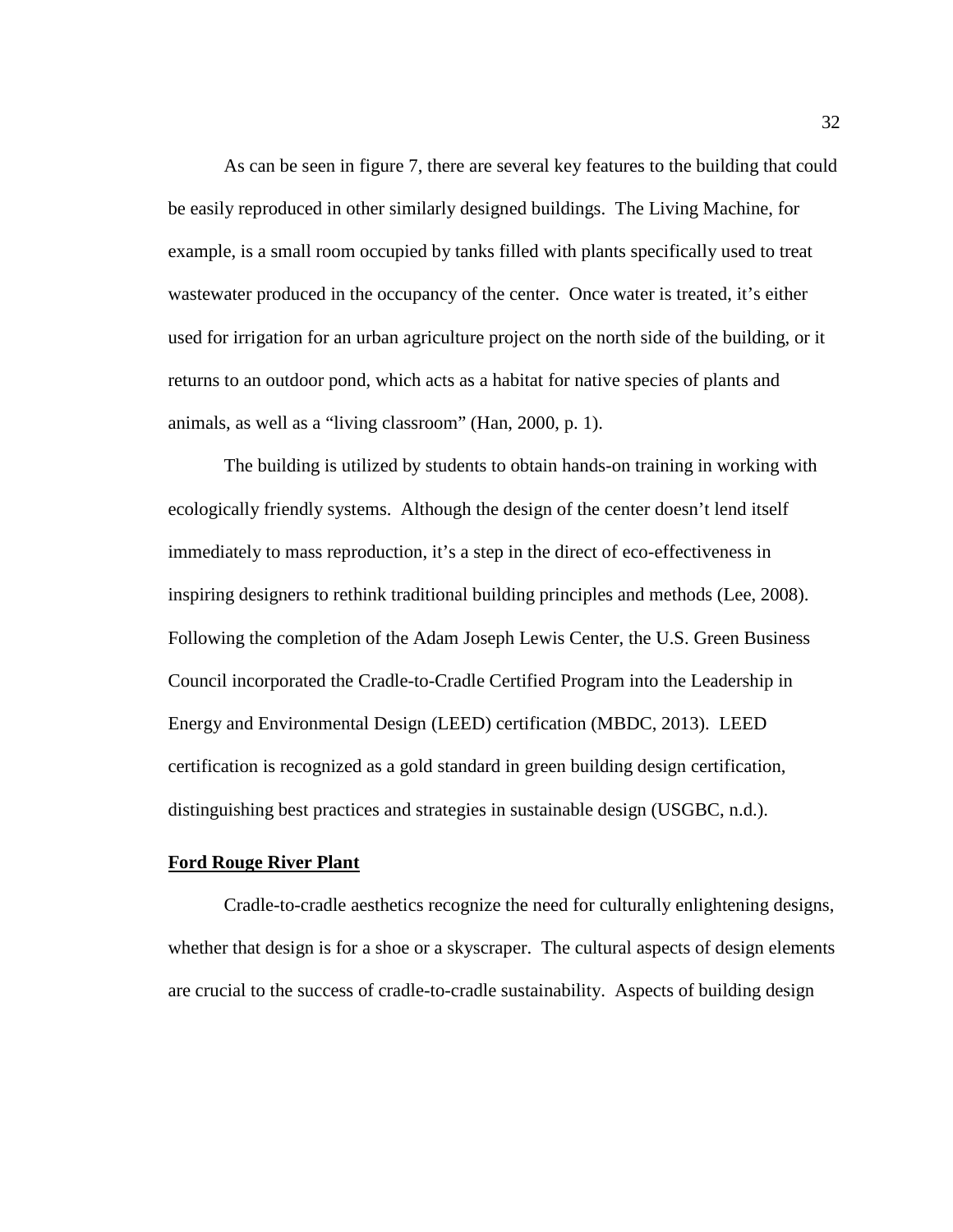As can be seen in figure 7, there are several key features to the building that could be easily reproduced in other similarly designed buildings. The Living Machine, for example, is a small room occupied by tanks filled with plants specifically used to treat wastewater produced in the occupancy of the center. Once water is treated, it's either used for irrigation for an urban agriculture project on the north side of the building, or it returns to an outdoor pond, which acts as a habitat for native species of plants and animals, as well as a "living classroom" (Han, 2000, p. 1).

The building is utilized by students to obtain hands-on training in working with ecologically friendly systems. Although the design of the center doesn't lend itself immediately to mass reproduction, it's a step in the direct of eco-effectiveness in inspiring designers to rethink traditional building principles and methods (Lee, 2008). Following the completion of the Adam Joseph Lewis Center, the U.S. Green Business Council incorporated the Cradle-to-Cradle Certified Program into the Leadership in Energy and Environmental Design (LEED) certification (MBDC, 2013). LEED certification is recognized as a gold standard in green building design certification, distinguishing best practices and strategies in sustainable design (USGBC, n.d.).

## Ford Rouge River Plant

Cradle-to-cradle aesthetics recognize the need for culturally enlightening designs, whether that design is for a shoe or a skyscraper. The cultural aspects of design elements are crucial to the success of cradle-to-cradle sustainability. Aspects of building design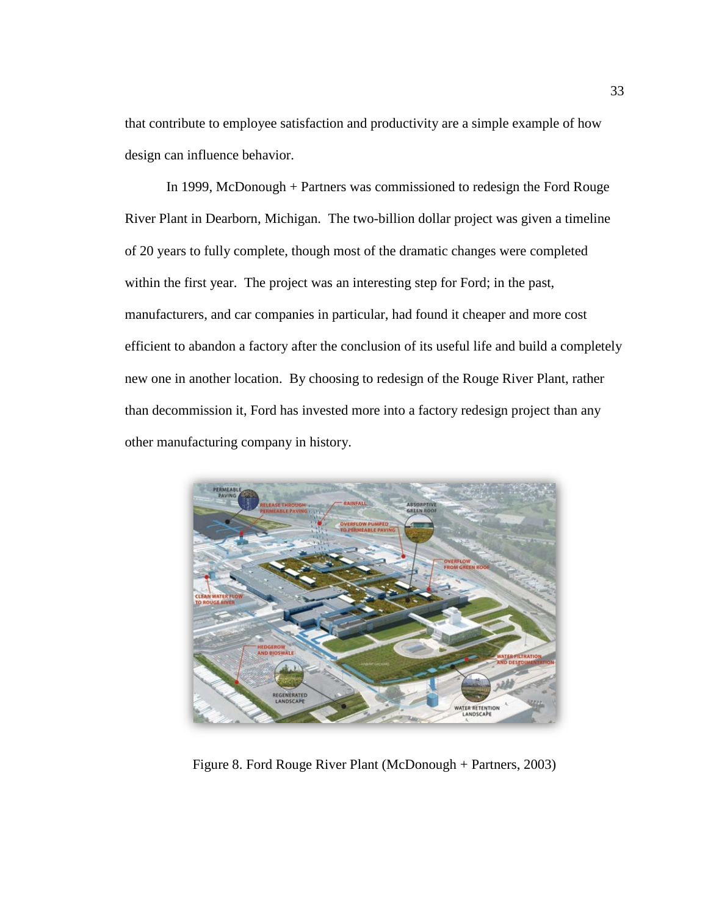that contribute to employee satisfaction and productivity are a simple example of how design can influence behavior.

In 1999, McDonough + Partners was commissioned to redesign the Ford Rouge River Plant in Dearborn, Michigan. The two-billion dollar project was given a timeline of 20 years to fully complete, though most of the dramatic changes were completed within the first year. The project was an interesting step for Ford; in the past, manufacturers, and car companies in particular, had found it cheaper and more cost efficient to abandon a factory after the conclusion of its useful life and build a completely new one in another location. By choosing to redesign of the Rouge River Plant, rather than decommission it, Ford has invested more into a factory redesign project than any other manufacturing company in history.

Figure 8. Ford Rouge River Plant (McDonough + Partners, 2003)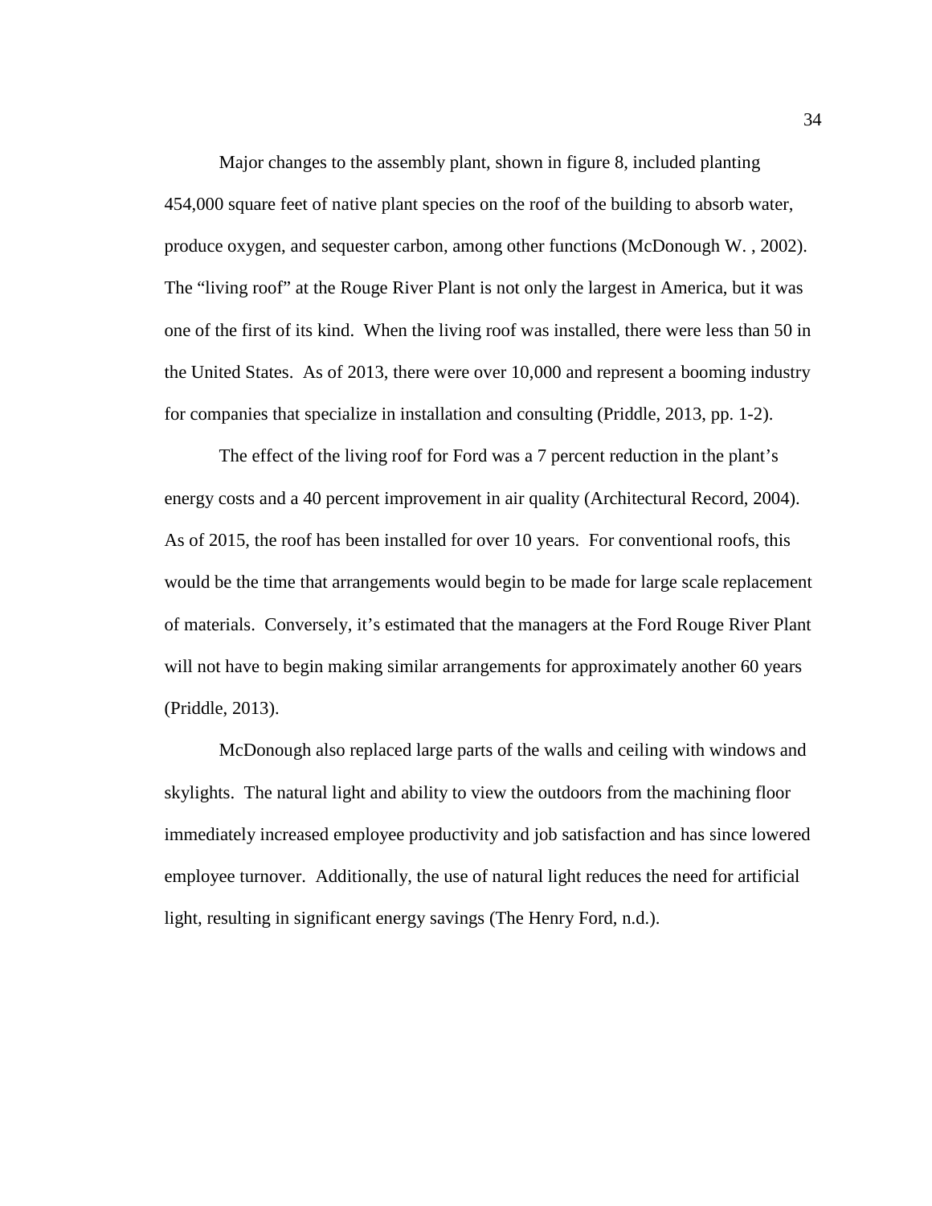Major changes to the assembly plant, shown in figure 8, included planting 454,000 square feet of native plant species on the roof of the building to absorb water, produce oxygen, and sequester carbon, among other functions (McDonough W. , 2002). The "living roof" at the Rouge River Plant is not only the largest in America, but it was one of the first of its kind. When the living roof was installed, there were less than 50 in the United States. As of 2013, there were over 10,000 and represent a booming industry for companies that specialize in installation and consulting (Priddle, 2013, pp. 1-2).

The effect of the living roof for Ford was a 7 percent reduction in the plant's energy costs and a 40 percent improvement in air quality (Architectural Record, 2004). As of 2015, the roof has been installed for over 10 years. For conventional roofs, this would be the time that arrangements would begin to be made for large scale replacement of materials. Conversely, it's estimated that the managers at the Ford Rouge River Plant will not have to begin making similar arrangements for approximately another 60 years (Priddle, 2013).

McDonough also replaced large parts of the walls and ceiling with windows and skylights. The natural light and ability to view the outdoors from the machining floor immediately increased employee productivity and job satisfaction and has since lowered employee turnover. Additionally, the use of natural light reduces the need for artificial light, resulting in significant energy savings (The Henry Ford, n.d.).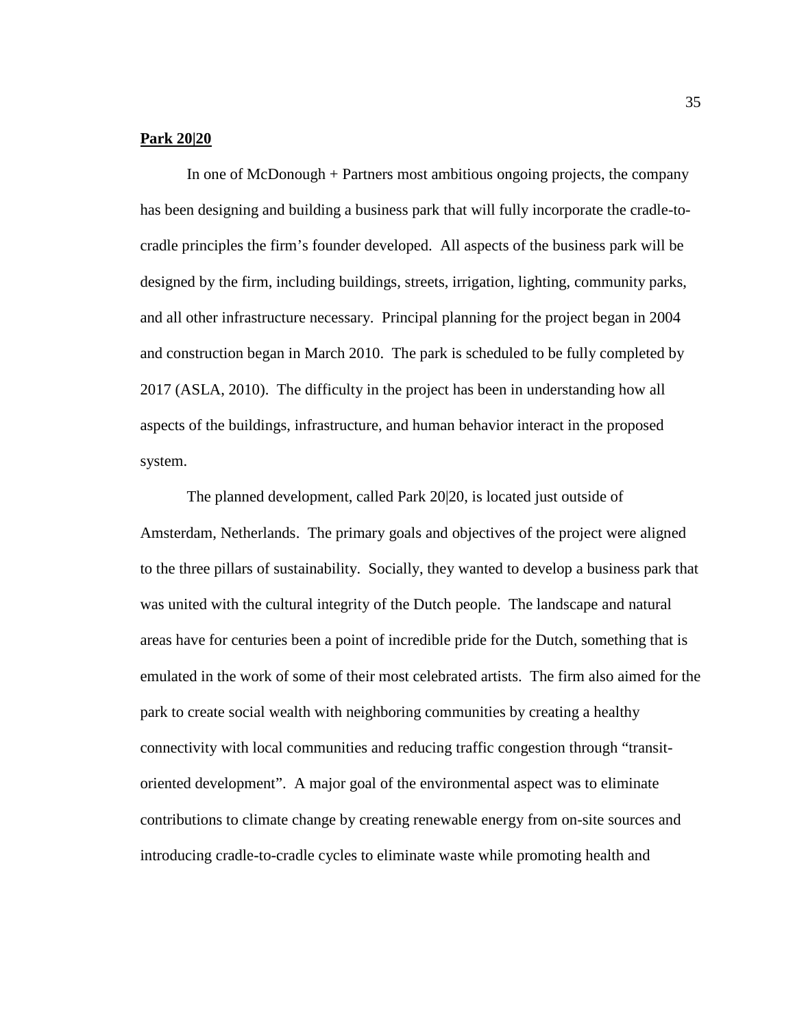**Park 20|20**

In one of McDonough + Partners most ambitious ongoing projects, the company has been designing and building a business park that will fully incorporate the cradle-to-cradle principles the firm's founder developed. All aspects of the business park will be designed by the firm, including buildings, streets, irrigation, lighting, community parks, and all other infrastructure necessary. Principal planning for the project began in 2004 and construction began in March 2010. The park is scheduled to be fully completed by 2017 (ASLA, 2010). The difficulty in the project has been in understanding how all aspects of the buildings, infrastructure, and human behavior interact in the proposed system.

The planned development, called Park 20|20, is located just outside of Amsterdam, Netherlands. The primary goals and objectives of the project were aligned to the three pillars of sustainability. Socially, they wanted to develop a business park that was united with the cultural integrity of the Dutch people. The landscape and natural areas have for centuries been a point of incredible pride for the Dutch, something that is emulated in the work of some of their most celebrated artists. The firm also aimed for the park to create social wealth with neighboring communities by creating a healthy connectivity with local communities and reducing traffic congestion through "transit-oriented development". A major goal of the environmental aspect was to eliminate contributions to climate change by creating renewable energy from on-site sources and introducing cradle-to-cradle cycles to eliminate waste while promoting health and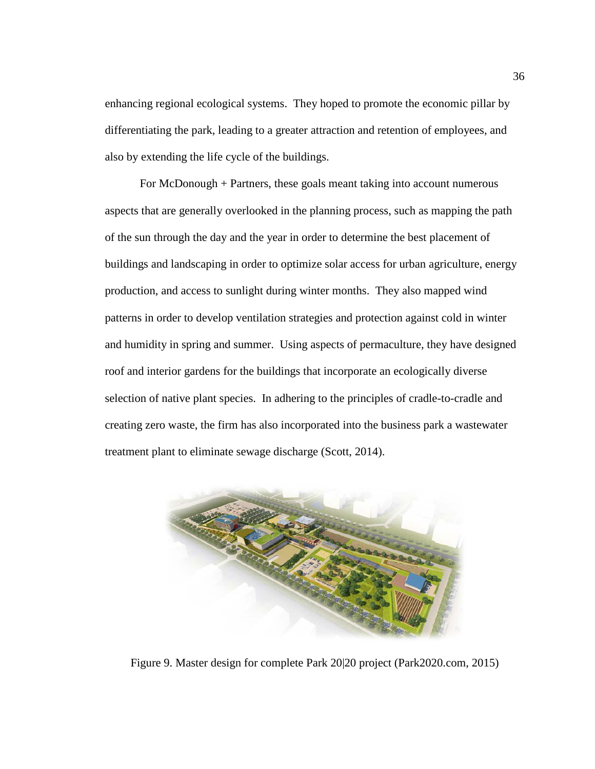enhancing regional ecological systems. They hoped to promote the economic pillar by differentiating the park, leading to a greater attraction and retention of employees, and also by extending the life cycle of the buildings.

For McDonough + Partners, these goals meant taking into account numerous aspects that are generally overlooked in the planning process, such as mapping the path of the sun through the day and the year in order to determine the best placement of buildings and landscaping in order to optimize solar access for urban agriculture, energy production, and access to sunlight during winter months. They also mapped wind patterns in order to develop ventilation strategies and protection against cold in winter and humidity in spring and summer. Using aspects of permaculture, they have designed roof and interior gardens for the buildings that incorporate an ecologically diverse selection of native plant species. In adhering to the principles of cradle-to-cradle and creating zero waste, the firm has also incorporated into the business park a wastewater treatment plant to eliminate sewage discharge (Scott, 2014).

Figure 9. Master design for complete Park 20|20 project (Park2020.com, 2015)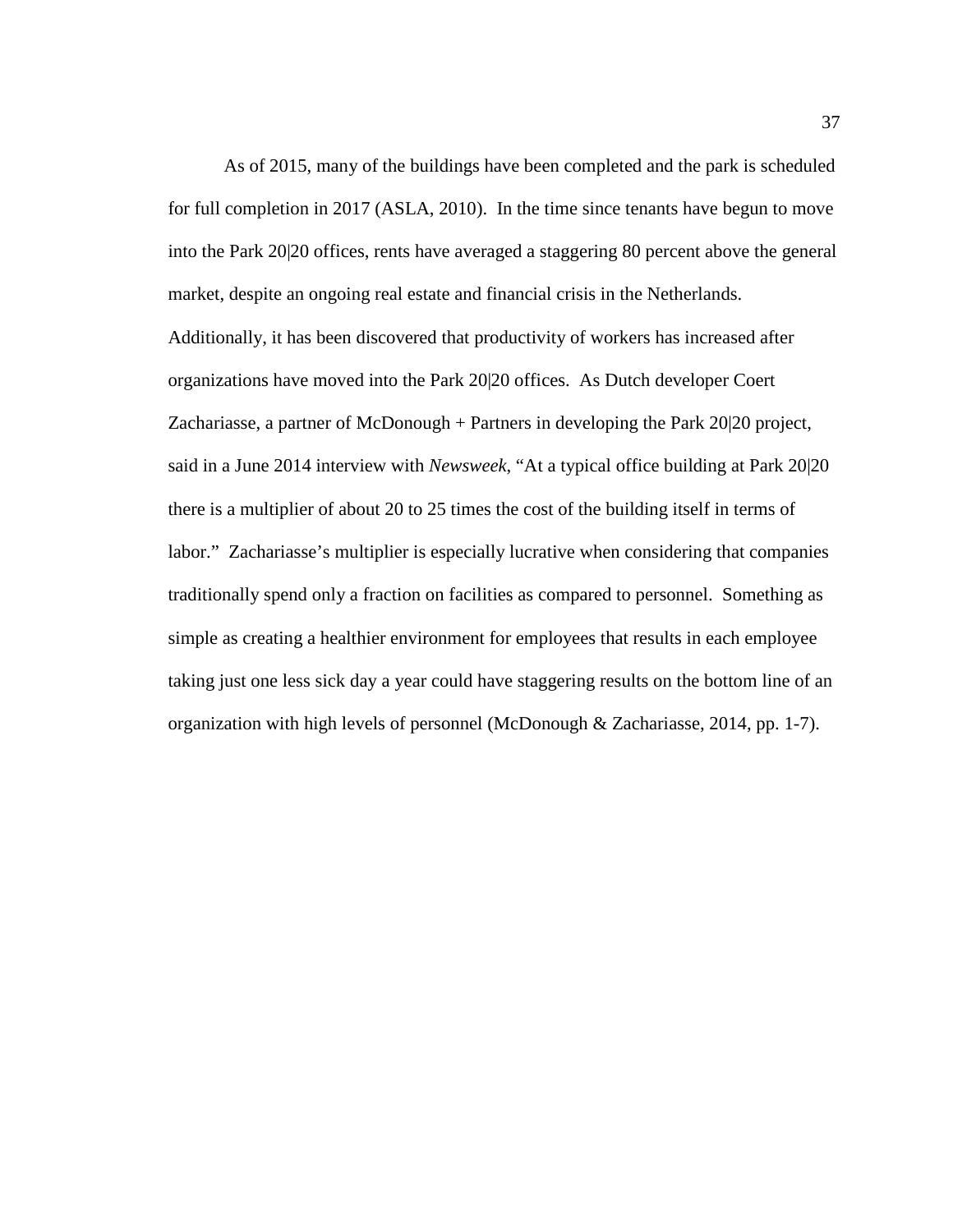As of 2015, many of the buildings have been completed and the park is scheduled for full completion in 2017 (ASLA, 2010). In the time since tenants have begun to move into the Park 20|20 offices, rents have averaged a staggering 80 percent above the general market, despite an ongoing real estate and financial crisis in the Netherlands. Additionally, it has been discovered that productivity of workers has increased after organizations have moved into the Park 20|20 offices. As Dutch developer Coert Zachariasse, a partner of McDonough + Partners in developing the Park 20|20 project, said in a June 2014 interview with *Newsweek*, "At a typical office building at Park 20|20 there is a multiplier of about 20 to 25 times the cost of the building itself in terms of labor." Zachariasse's multiplier is especially lucrative when considering that companies traditionally spend only a fraction on facilities as compared to personnel. Something as simple as creating a healthier environment for employees that results in each employee taking just one less sick day a year could have staggering results on the bottom line of an organization with high levels of personnel (McDonough & Zachariasse, 2014, pp. 1-7).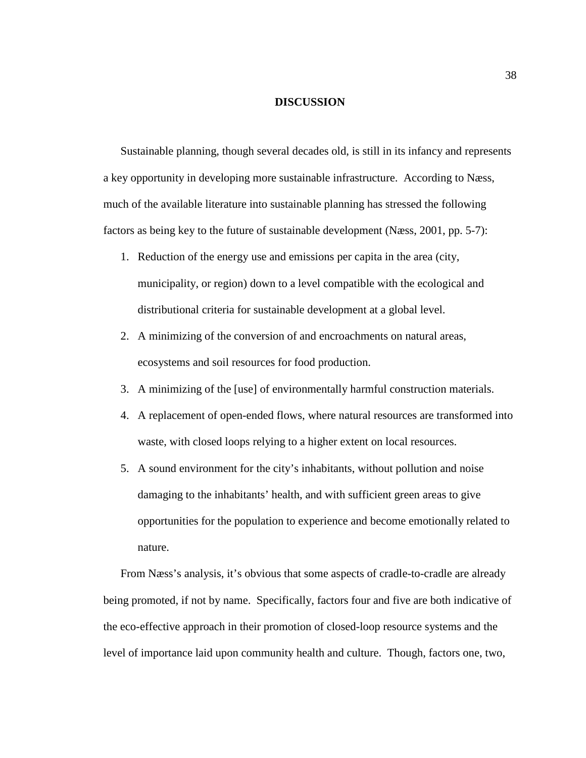# DISCUSSION

Sustainable planning, though several decades old, is still in its infancy and represents a key opportunity in developing more sustainable infrastructure. According to Næss, much of the available literature into sustainable planning has stressed the following factors as being key to the future of sustainable development (Næss, 2001, pp. 5-7):

1. Reduction of the energy use and emissions per capita in the area (city, municipality, or region) down to a level compatible with the ecological and distributional criteria for sustainable development at a global level.
2. A minimizing of the conversion of and encroachments on natural areas, ecosystems and soil resources for food production.
3. A minimizing of the [use] of environmentally harmful construction materials.
4. A replacement of open-ended flows, where natural resources are transformed into waste, with closed loops relying to a higher extent on local resources.
5. A sound environment for the city's inhabitants, without pollution and noise damaging to the inhabitants' health, and with sufficient green areas to give opportunities for the population to experience and become emotionally related to nature.

From Næss's analysis, it's obvious that some aspects of cradle-to-cradle are already being promoted, if not by name. Specifically, factors four and five are both indicative of the eco-effective approach in their promotion of closed-loop resource systems and the level of importance laid upon community health and culture. Though, factors one, two,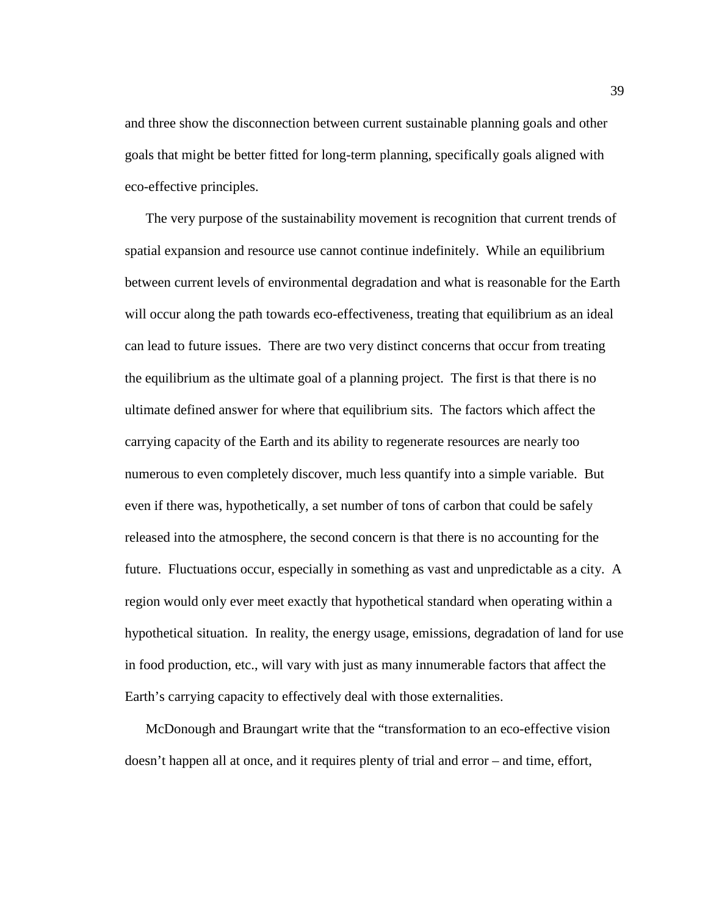and three show the disconnection between current sustainable planning goals and other goals that might be better fitted for long-term planning, specifically goals aligned with eco-effective principles.

The very purpose of the sustainability movement is recognition that current trends of spatial expansion and resource use cannot continue indefinitely. While an equilibrium between current levels of environmental degradation and what is reasonable for the Earth will occur along the path towards eco-effectiveness, treating that equilibrium as an ideal can lead to future issues. There are two very distinct concerns that occur from treating the equilibrium as the ultimate goal of a planning project. The first is that there is no ultimate defined answer for where that equilibrium sits. The factors which affect the carrying capacity of the Earth and its ability to regenerate resources are nearly too numerous to even completely discover, much less quantify into a simple variable. But even if there was, hypothetically, a set number of tons of carbon that could be safely released into the atmosphere, the second concern is that there is no accounting for the future. Fluctuations occur, especially in something as vast and unpredictable as a city. A region would only ever meet exactly that hypothetical standard when operating within a hypothetical situation. In reality, the energy usage, emissions, degradation of land for use in food production, etc., will vary with just as many innumerable factors that affect the Earth's carrying capacity to effectively deal with those externalities.

McDonough and Braungart write that the "transformation to an eco-effective vision doesn't happen all at once, and it requires plenty of trial and error – and time, effort,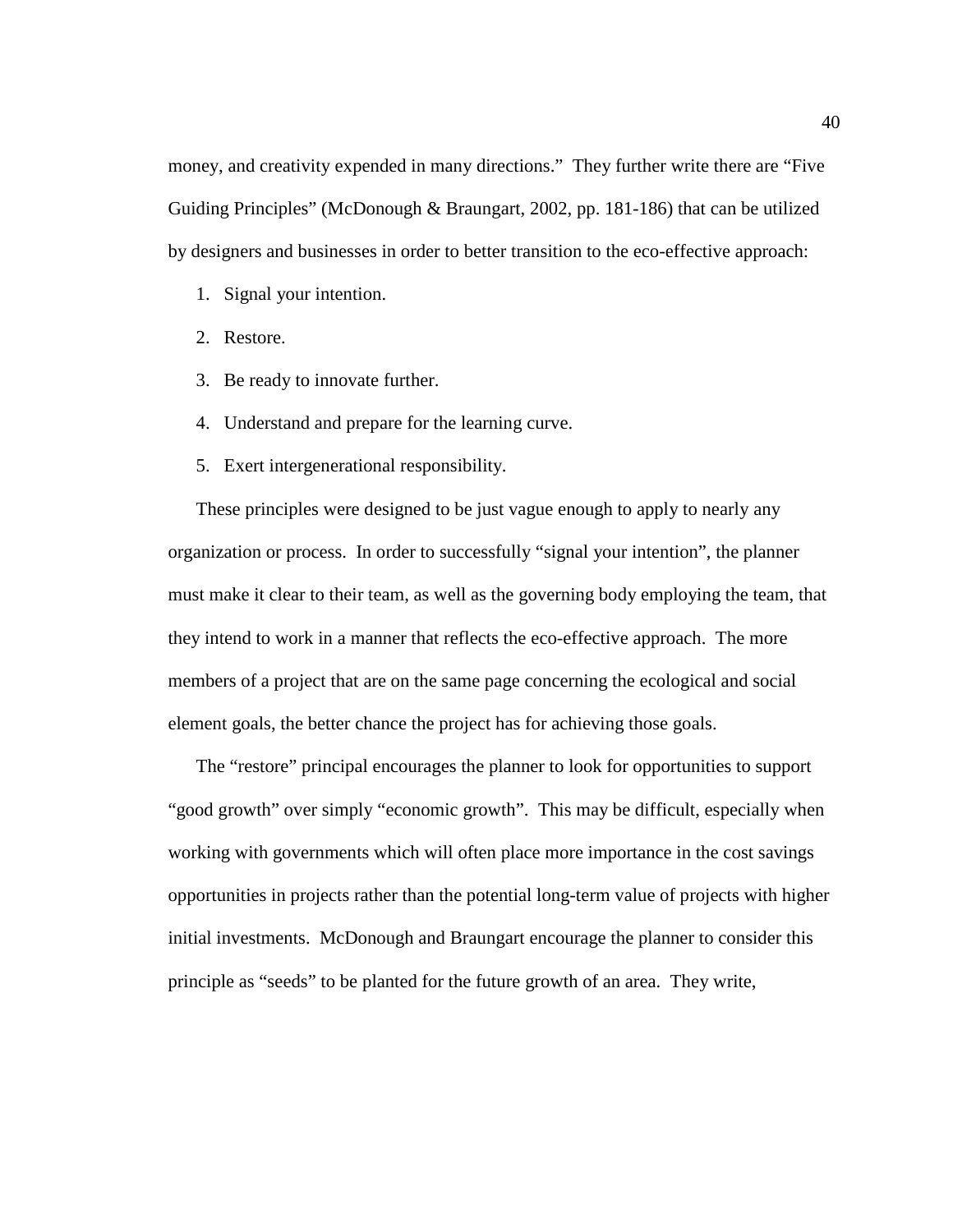money, and creativity expended in many directions." They further write there are "Five Guiding Principles" (McDonough & Braungart, 2002, pp. 181-186) that can be utilized by designers and businesses in order to better transition to the eco-effective approach:

1. Signal your intention.
2. Restore.
3. Be ready to innovate further.
4. Understand and prepare for the learning curve.
5. Exert intergenerational responsibility.

These principles were designed to be just vague enough to apply to nearly any organization or process. In order to successfully "signal your intention", the planner must make it clear to their team, as well as the governing body employing the team, that they intend to work in a manner that reflects the eco-effective approach. The more members of a project that are on the same page concerning the ecological and social element goals, the better chance the project has for achieving those goals.

The "restore" principal encourages the planner to look for opportunities to support "good growth" over simply "economic growth". This may be difficult, especially when working with governments which will often place more importance in the cost savings opportunities in projects rather than the potential long-term value of projects with higher initial investments. McDonough and Braungart encourage the planner to consider this principle as "seeds" to be planted for the future growth of an area. They write,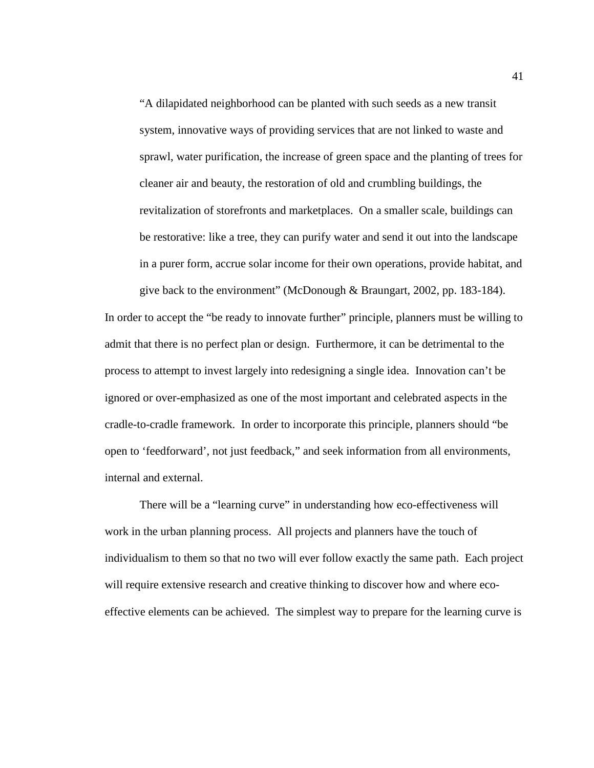> "A dilapidated neighborhood can be planted with such seeds as a new transit system, innovative ways of providing services that are not linked to waste and sprawl, water purification, the increase of green space and the planting of trees for cleaner air and beauty, the restoration of old and crumbling buildings, the revitalization of storefronts and marketplaces. On a smaller scale, buildings can be restorative: like a tree, they can purify water and send it out into the landscape in a purer form, accrue solar income for their own operations, provide habitat, and give back to the environment" (McDonough & Braungart, 2002, pp. 183-184).

In order to accept the "be ready to innovate further" principle, planners must be willing to admit that there is no perfect plan or design. Furthermore, it can be detrimental to the process to attempt to invest largely into redesigning a single idea. Innovation can't be ignored or over-emphasized as one of the most important and celebrated aspects in the cradle-to-cradle framework. In order to incorporate this principle, planners should "be open to 'feedforward', not just feedback," and seek information from all environments, internal and external.

There will be a "learning curve" in understanding how eco-effectiveness will work in the urban planning process. All projects and planners have the touch of individualism to them so that no two will ever follow exactly the same path. Each project will require extensive research and creative thinking to discover how and where eco-effective elements can be achieved. The simplest way to prepare for the learning curve is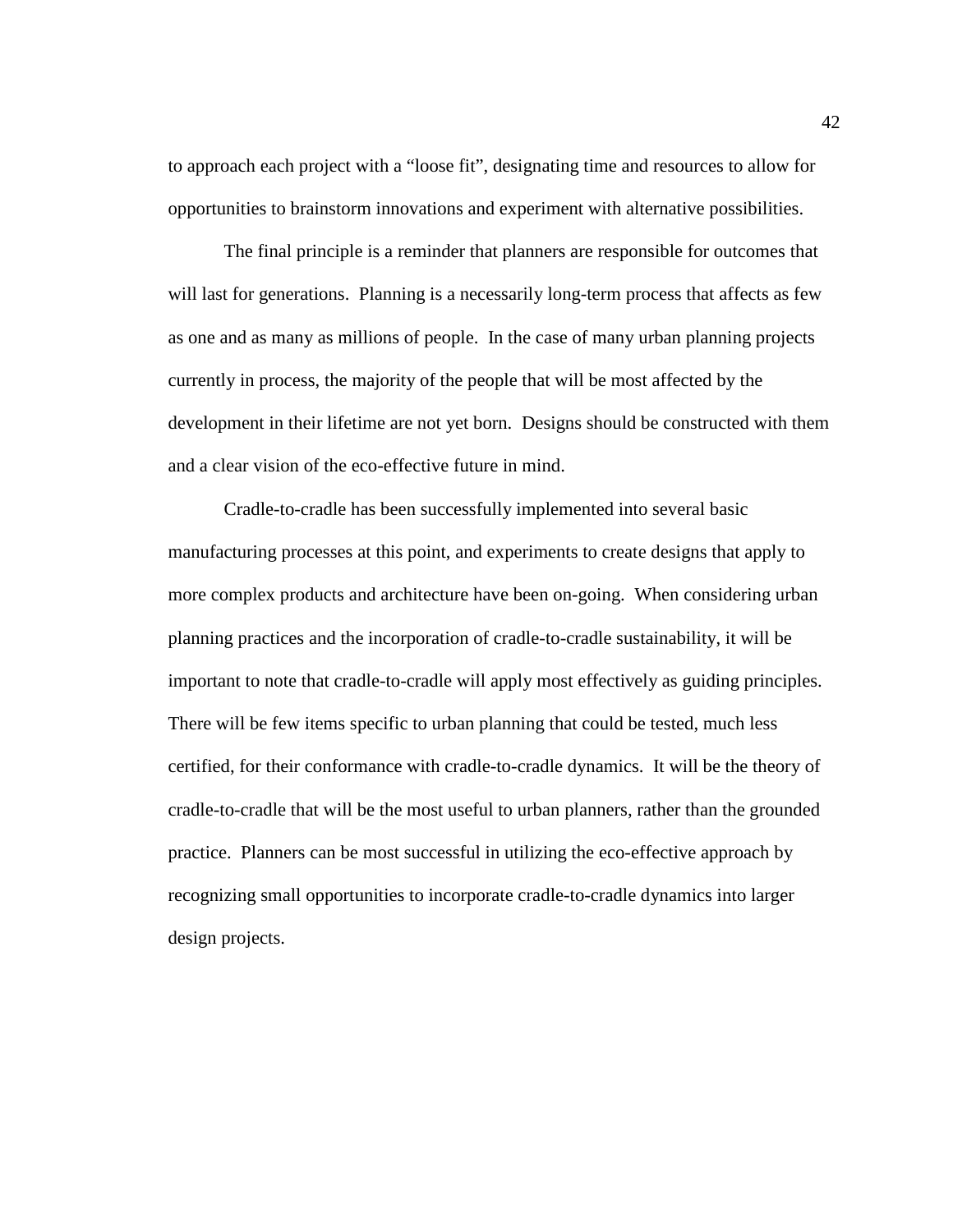to approach each project with a “loose fit”, designating time and resources to allow for opportunities to brainstorm innovations and experiment with alternative possibilities.

The final principle is a reminder that planners are responsible for outcomes that will last for generations. Planning is a necessarily long-term process that affects as few as one and as many as millions of people. In the case of many urban planning projects currently in process, the majority of the people that will be most affected by the development in their lifetime are not yet born. Designs should be constructed with them and a clear vision of the eco-effective future in mind.

Cradle-to-cradle has been successfully implemented into several basic manufacturing processes at this point, and experiments to create designs that apply to more complex products and architecture have been on-going. When considering urban planning practices and the incorporation of cradle-to-cradle sustainability, it will be important to note that cradle-to-cradle will apply most effectively as guiding principles. There will be few items specific to urban planning that could be tested, much less certified, for their conformance with cradle-to-cradle dynamics. It will be the theory of cradle-to-cradle that will be the most useful to urban planners, rather than the grounded practice. Planners can be most successful in utilizing the eco-effective approach by recognizing small opportunities to incorporate cradle-to-cradle dynamics into larger design projects.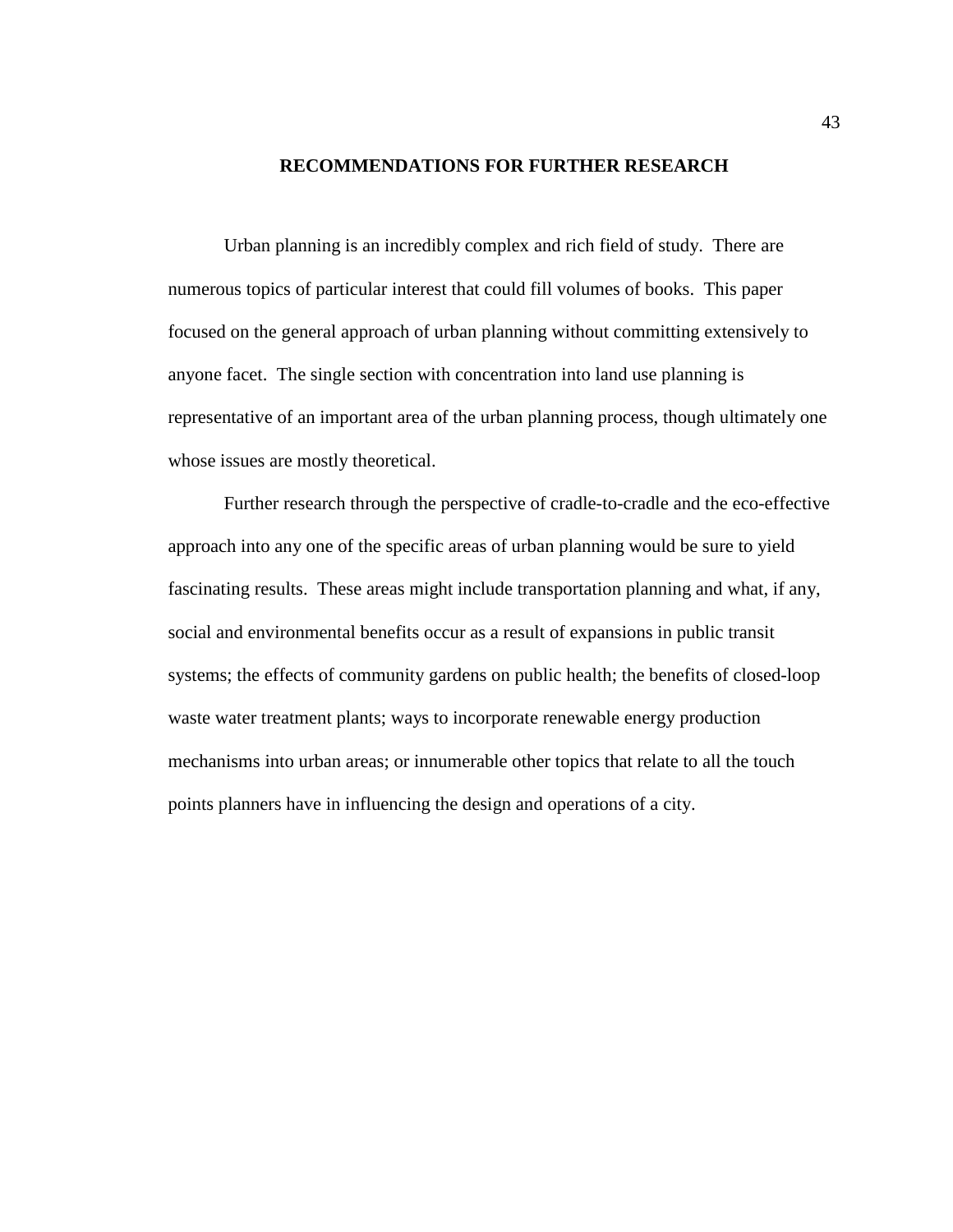# RECOMMENDATIONS FOR FURTHER RESEARCH

Urban planning is an incredibly complex and rich field of study. There are numerous topics of particular interest that could fill volumes of books. This paper focused on the general approach of urban planning without committing extensively to anyone facet. The single section with concentration into land use planning is representative of an important area of the urban planning process, though ultimately one whose issues are mostly theoretical.

Further research through the perspective of cradle-to-cradle and the eco-effective approach into any one of the specific areas of urban planning would be sure to yield fascinating results. These areas might include transportation planning and what, if any, social and environmental benefits occur as a result of expansions in public transit systems; the effects of community gardens on public health; the benefits of closed-loop waste water treatment plants; ways to incorporate renewable energy production mechanisms into urban areas; or innumerable other topics that relate to all the touch points planners have in influencing the design and operations of a city.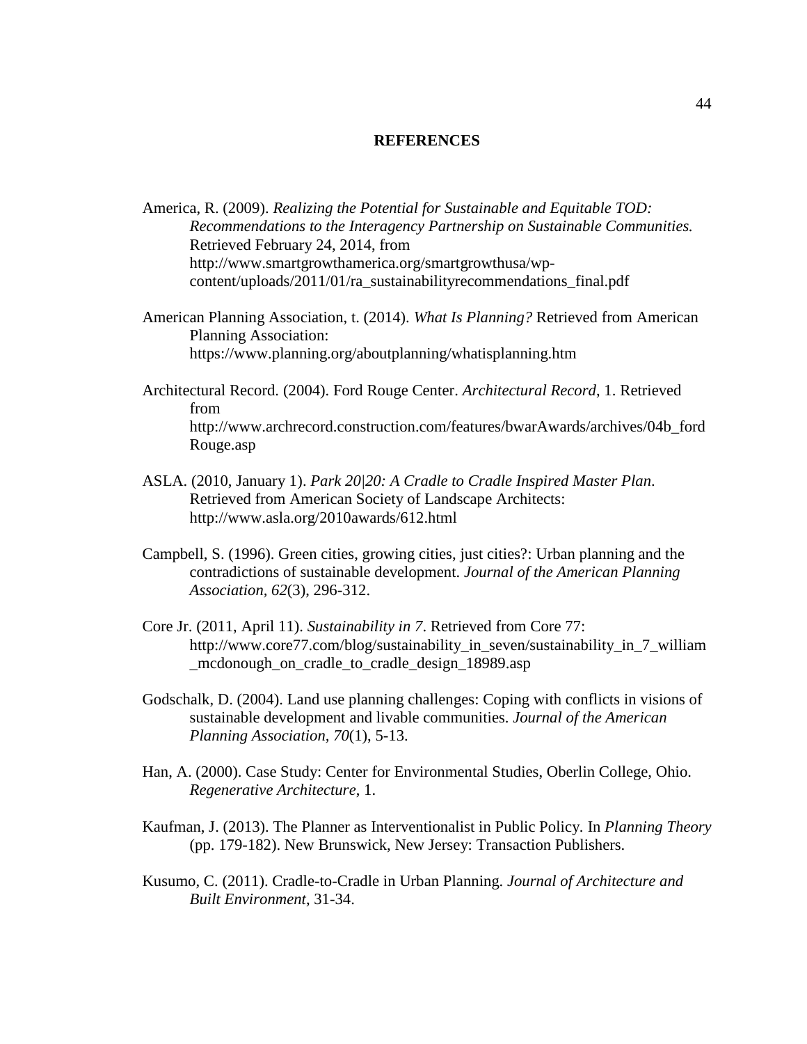# REFERENCES

America, R. (2009). *Realizing the Potential for Sustainable and Equitable TOD: Recommendations to the Interagency Partnership on Sustainable Communities.* Retrieved February 24, 2014, from http://www.smartgrowthamerica.org/smartgrowthusa/wp-content/uploads/2011/01/ra_sustainabilityrecommendations_final.pdf

American Planning Association, t. (2014). *What Is Planning?* Retrieved from American Planning Association: https://www.planning.org/aboutplanning/whatisplanning.htm

Architectural Record. (2004). Ford Rouge Center. *Architectural Record*, 1. Retrieved from http://www.archrecord.construction.com/features/bwarAwards/archives/04b_fordRouge.asp

ASLA. (2010, January 1). *Park 20|20: A Cradle to Cradle Inspired Master Plan*. Retrieved from American Society of Landscape Architects: http://www.asla.org/2010awards/612.html

Campbell, S. (1996). Green cities, growing cities, just cities?: Urban planning and the contradictions of sustainable development. *Journal of the American Planning Association, 62*(3), 296-312.

Core Jr. (2011, April 11). *Sustainability in 7*. Retrieved from Core 77: http://www.core77.com/blog/sustainability_in_seven/sustainability_in_7_william_mcdonough_on_cradle_to_cradle_design_18989.asp

Godschalk, D. (2004). Land use planning challenges: Coping with conflicts in visions of sustainable development and livable communities. *Journal of the American Planning Association, 70*(1), 5-13.

Han, A. (2000). Case Study: Center for Environmental Studies, Oberlin College, Ohio. *Regenerative Architecture*, 1.

Kaufman, J. (2013). The Planner as Interventionalist in Public Policy. In *Planning Theory* (pp. 179-182). New Brunswick, New Jersey: Transaction Publishers.

Kusumo, C. (2011). Cradle-to-Cradle in Urban Planning. *Journal of Architecture and Built Environment*, 31-34.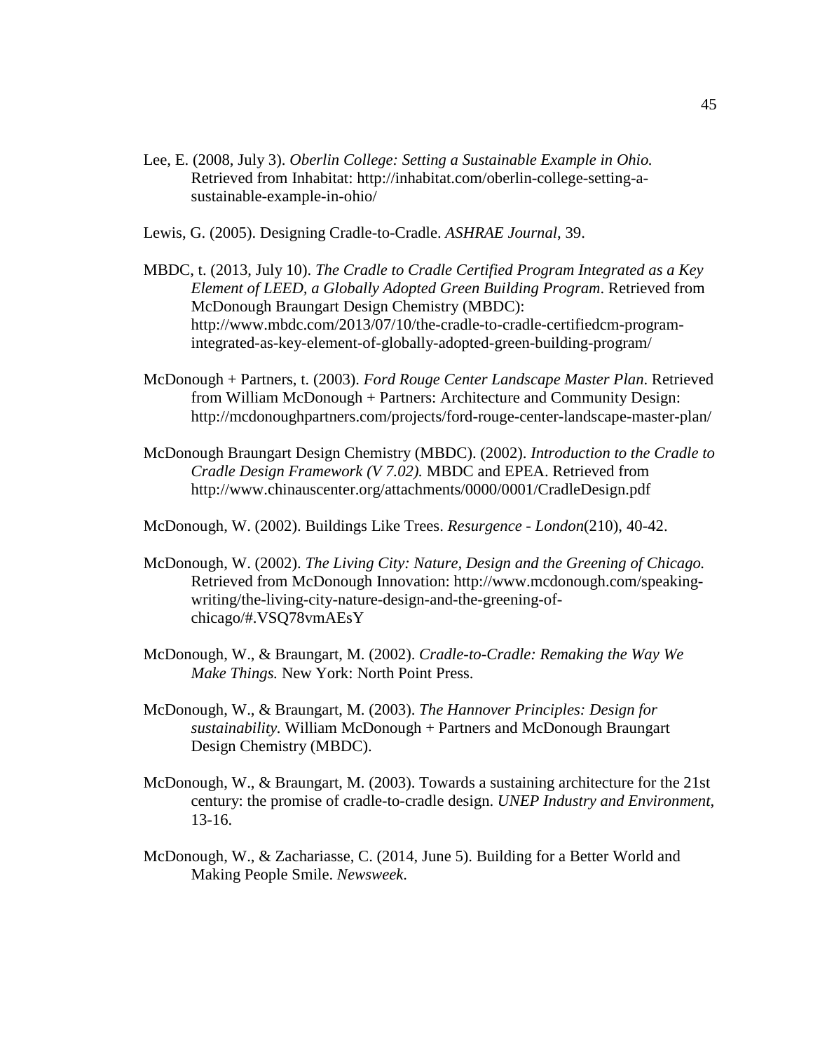Lee, E. (2008, July 3). *Oberlin College: Setting a Sustainable Example in Ohio.* Retrieved from Inhabitat: http://inhabitat.com/oberlin-college-setting-a-sustainable-example-in-ohio/

Lewis, G. (2005). Designing Cradle-to-Cradle. *ASHRAE Journal*, 39.

MBDC, t. (2013, July 10). *The Cradle to Cradle Certified Program Integrated as a Key Element of LEED, a Globally Adopted Green Building Program*. Retrieved from McDonough Braungart Design Chemistry (MBDC): http://www.mbdc.com/2013/07/10/the-cradle-to-cradle-certifiedcm-program-integrated-as-key-element-of-globally-adopted-green-building-program/

McDonough + Partners, t. (2003). *Ford Rouge Center Landscape Master Plan*. Retrieved from William McDonough + Partners: Architecture and Community Design: http://mcdonoughpartners.com/projects/ford-rouge-center-landscape-master-plan/

McDonough Braungart Design Chemistry (MBDC). (2002). *Introduction to the Cradle to Cradle Design Framework (V 7.02).* MBDC and EPEA. Retrieved from http://www.chinauscenter.org/attachments/0000/0001/CradleDesign.pdf

McDonough, W. (2002). Buildings Like Trees. *Resurgence - London*(210), 40-42.

McDonough, W. (2002). *The Living City: Nature, Design and the Greening of Chicago.* Retrieved from McDonough Innovation: http://www.mcdonough.com/speaking-writing/the-living-city-nature-design-and-the-greening-of-chicago/#.VSQ78vmAEsY

McDonough, W., & Braungart, M. (2002). *Cradle-to-Cradle: Remaking the Way We Make Things.* New York: North Point Press.

McDonough, W., & Braungart, M. (2003). *The Hannover Principles: Design for sustainability.* William McDonough + Partners and McDonough Braungart Design Chemistry (MBDC).

McDonough, W., & Braungart, M. (2003). Towards a sustaining architecture for the 21st century: the promise of cradle-to-cradle design. *UNEP Industry and Environment*, 13-16.

McDonough, W., & Zachariasse, C. (2014, June 5). Building for a Better World and Making People Smile. *Newsweek.*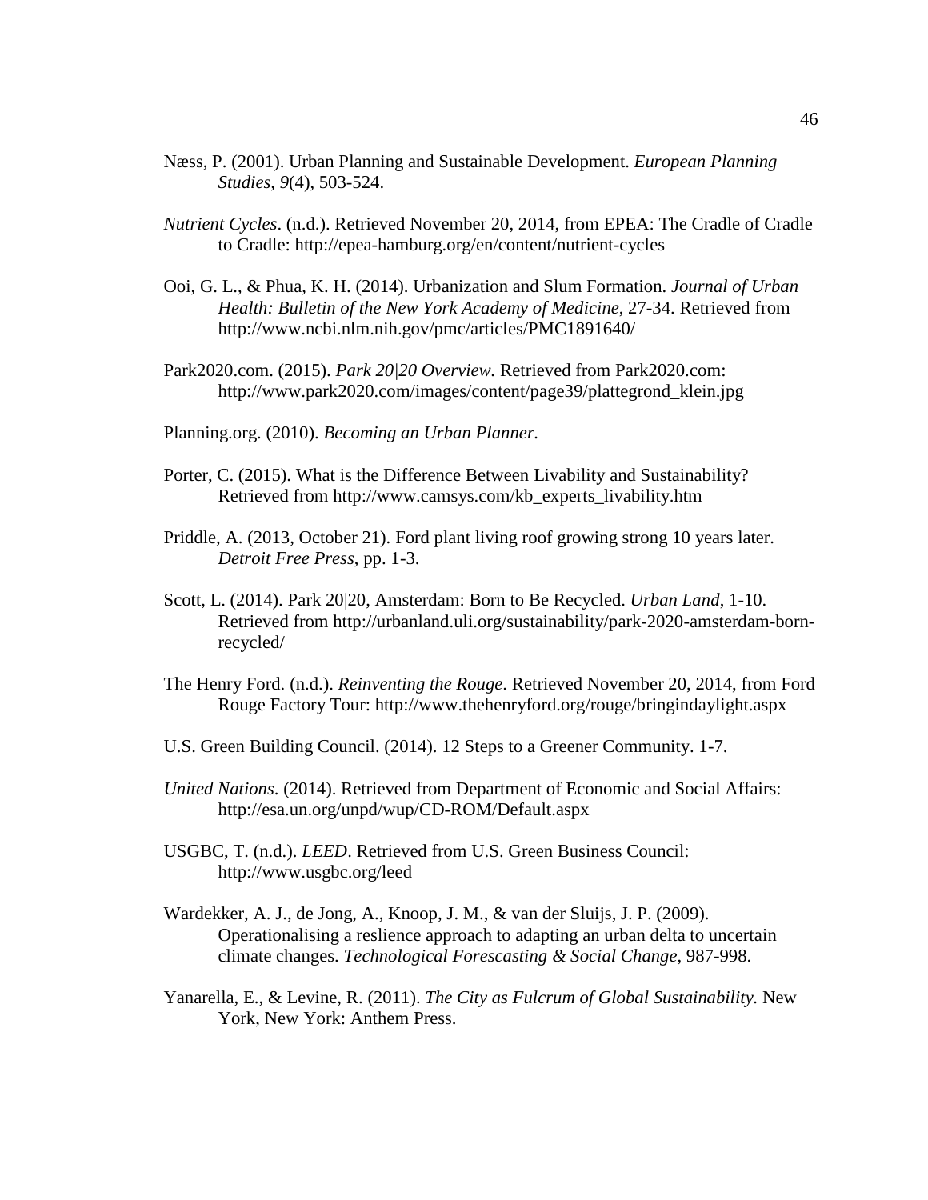Næss, P. (2001). Urban Planning and Sustainable Development. *European Planning Studies*, *9*(4), 503-524.

*Nutrient Cycles*. (n.d.). Retrieved November 20, 2014, from EPEA: The Cradle of Cradle to Cradle: http://epea-hamburg.org/en/content/nutrient-cycles

Ooi, G. L., & Phua, K. H. (2014). Urbanization and Slum Formation. *Journal of Urban Health: Bulletin of the New York Academy of Medicine*, 27-34. Retrieved from http://www.ncbi.nlm.nih.gov/pmc/articles/PMC1891640/

Park2020.com. (2015). *Park 20|20 Overview.* Retrieved from Park2020.com: http://www.park2020.com/images/content/page39/plattegrond_klein.jpg

Planning.org. (2010). *Becoming an Urban Planner.*

Porter, C. (2015). What is the Difference Between Livability and Sustainability? Retrieved from http://www.camsys.com/kb_experts_livability.htm

Priddle, A. (2013, October 21). Ford plant living roof growing strong 10 years later. *Detroit Free Press*, pp. 1-3.

Scott, L. (2014). Park 20|20, Amsterdam: Born to Be Recycled. *Urban Land*, 1-10. Retrieved from http://urbanland.uli.org/sustainability/park-2020-amsterdam-born-recycled/

The Henry Ford. (n.d.). *Reinventing the Rouge*. Retrieved November 20, 2014, from Ford Rouge Factory Tour: http://www.thehenryford.org/rouge/bringindaylight.aspx

U.S. Green Building Council. (2014). 12 Steps to a Greener Community. 1-7.

*United Nations*. (2014). Retrieved from Department of Economic and Social Affairs: http://esa.un.org/unpd/wup/CD-ROM/Default.aspx

USGBC, T. (n.d.). *LEED*. Retrieved from U.S. Green Business Council: http://www.usgbc.org/leed

Wardekker, A. J., de Jong, A., Knoop, J. M., & van der Sluijs, J. P. (2009). Operationalising a reslience approach to adapting an urban delta to uncertain climate changes. *Technological Forescasting & Social Change*, 987-998.

Yanarella, E., & Levine, R. (2011). *The City as Fulcrum of Global Sustainability.* New York, New York: Anthem Press.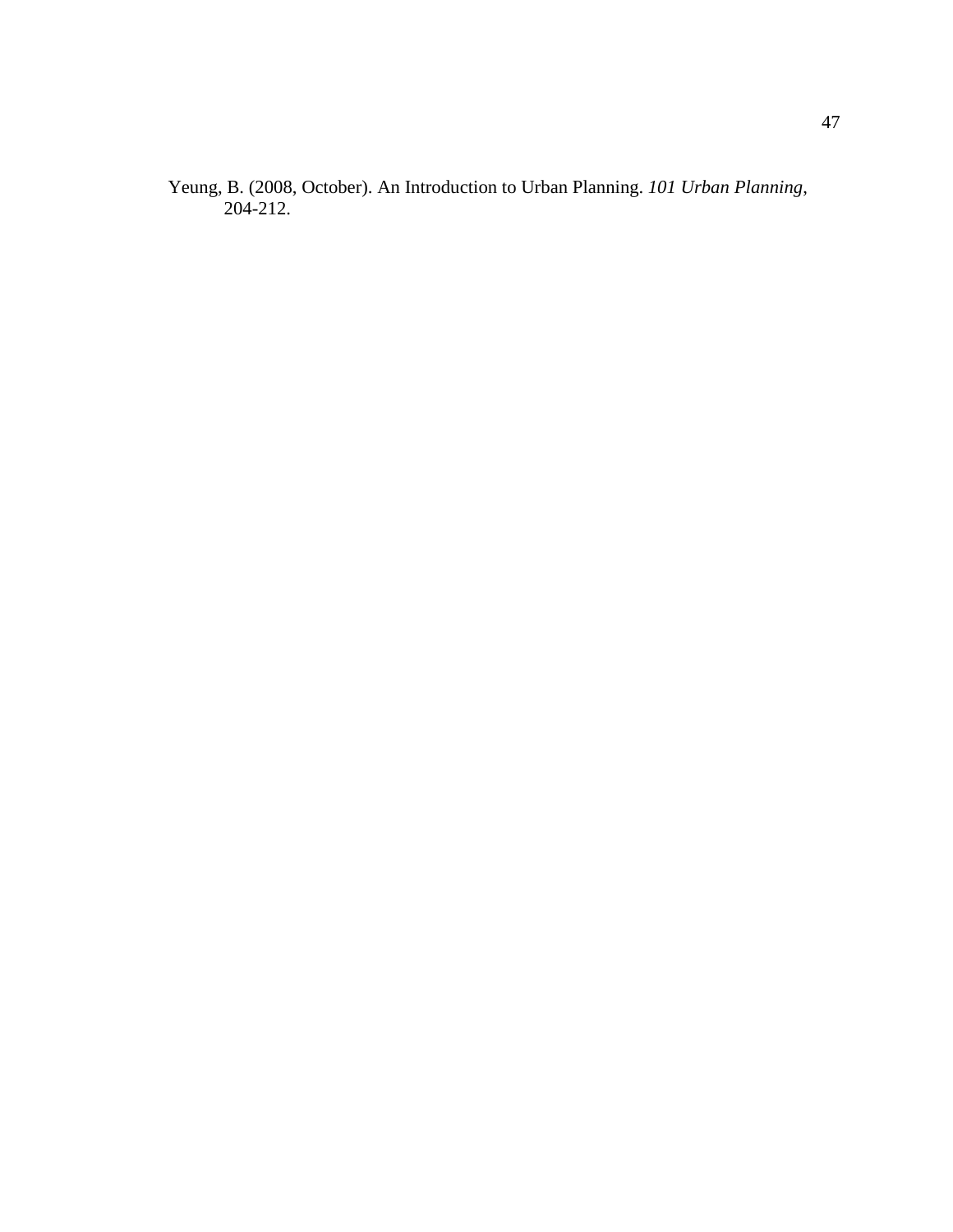Yeung, B. (2008, October). An Introduction to Urban Planning. *101 Urban Planning*, 204-212.